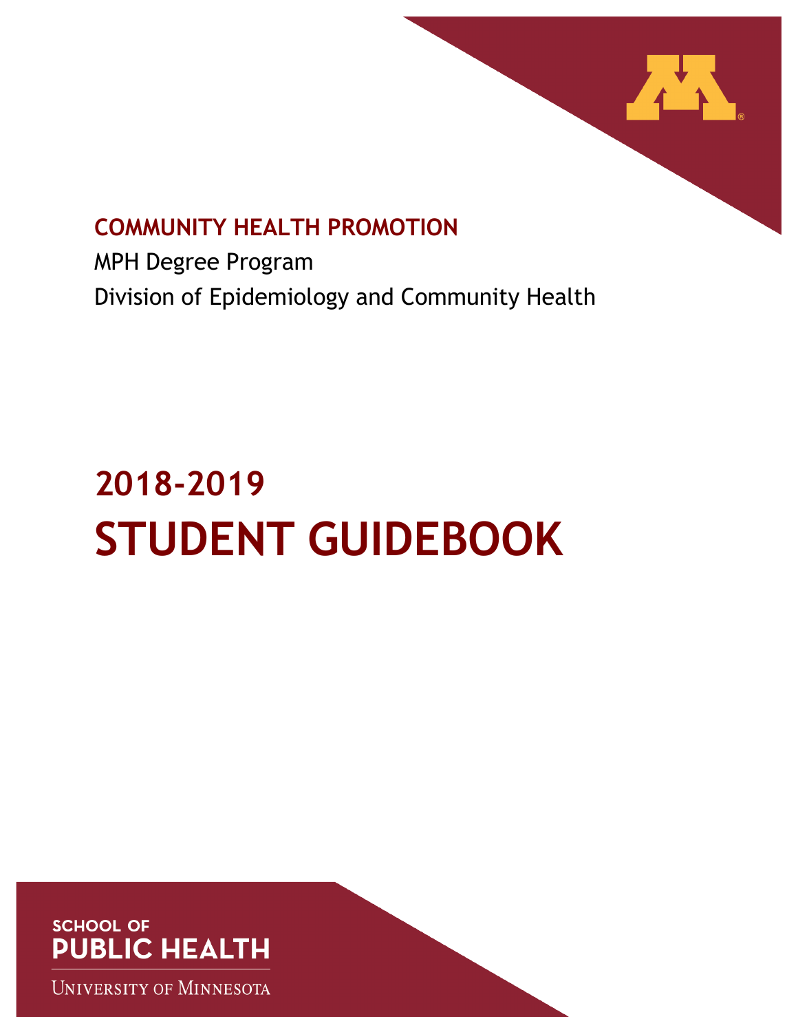**COMMUNITY HEALTH PROMOTION**

MPH Degree Program

Division of Epidemiology and Community Health

# 2018-2019
# STUDENT GUIDEBOOK

SCHOOL OF
PUBLIC HEALTH

UNIVERSITY OF MINNESOTA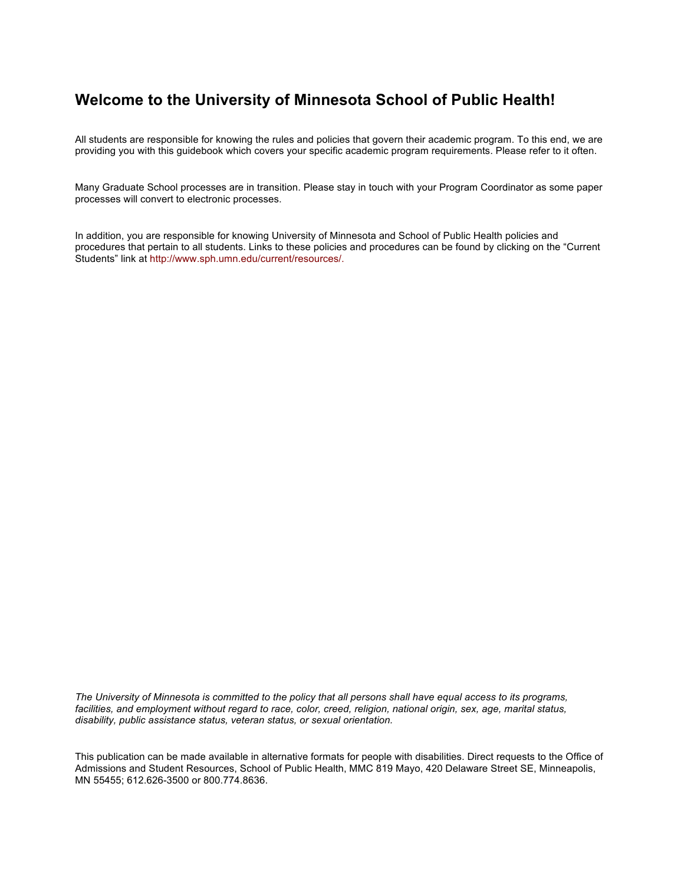# Welcome to the University of Minnesota School of Public Health!

All students are responsible for knowing the rules and policies that govern their academic program. To this end, we are providing you with this guidebook which covers your specific academic program requirements. Please refer to it often.

Many Graduate School processes are in transition. Please stay in touch with your Program Coordinator as some paper processes will convert to electronic processes.

In addition, you are responsible for knowing University of Minnesota and School of Public Health policies and procedures that pertain to all students. Links to these policies and procedures can be found by clicking on the "Current Students" link at http://www.sph.umn.edu/current/resources/.

*The University of Minnesota is committed to the policy that all persons shall have equal access to its programs, facilities, and employment without regard to race, color, creed, religion, national origin, sex, age, marital status, disability, public assistance status, veteran status, or sexual orientation.*

This publication can be made available in alternative formats for people with disabilities. Direct requests to the Office of Admissions and Student Resources, School of Public Health, MMC 819 Mayo, 420 Delaware Street SE, Minneapolis, MN 55455; 612.626-3500 or 800.774.8636.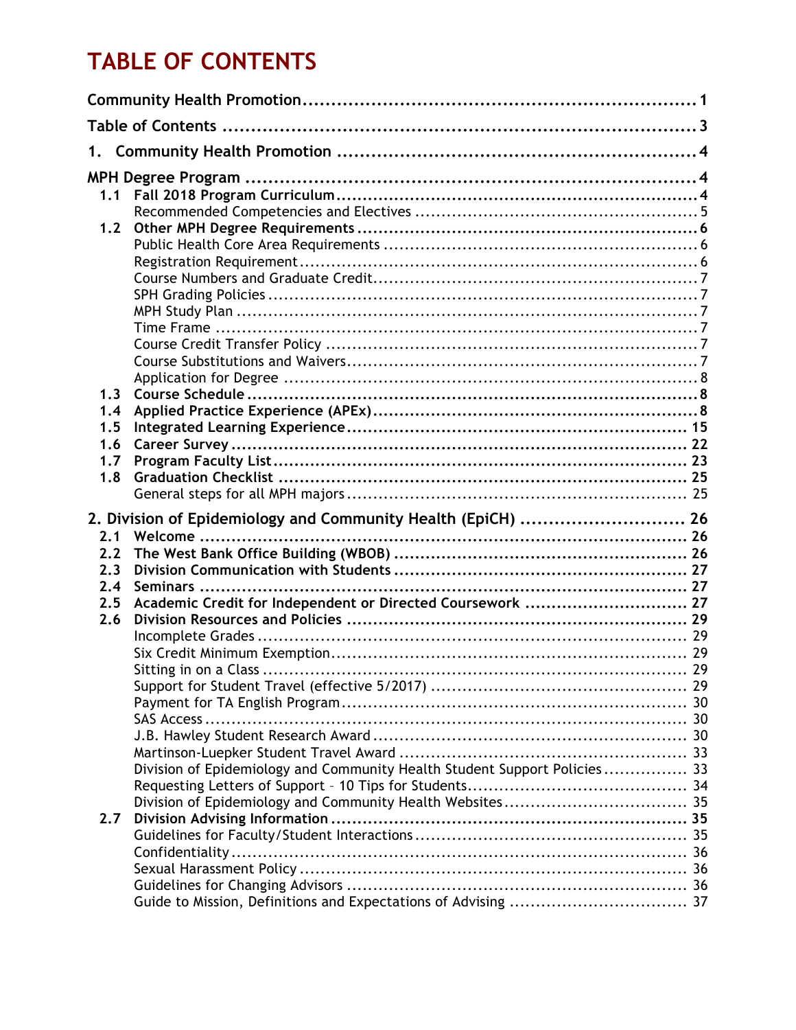# TABLE OF CONTENTS

**Community Health Promotion** ..... 1

**Table of Contents** ..... 3

**1. Community Health Promotion** ..... 4

**MPH Degree Program** ..... 4

- **1.1 Fall 2018 Program Curriculum** ..... 4
  - Recommended Competencies and Electives ..... 5
- **1.2 Other MPH Degree Requirements** ..... 6
  - Public Health Core Area Requirements ..... 6
  - Registration Requirement ..... 6
  - Course Numbers and Graduate Credit ..... 7
  - SPH Grading Policies ..... 7
  - MPH Study Plan ..... 7
  - Time Frame ..... 7
  - Course Credit Transfer Policy ..... 7
  - Course Substitutions and Waivers ..... 7
  - Application for Degree ..... 8
- **1.3 Course Schedule** ..... 8
- **1.4 Applied Practice Experience (APEx)** ..... 8
- **1.5 Integrated Learning Experience** ..... 15
- **1.6 Career Survey** ..... 22
- **1.7 Program Faculty List** ..... 23
- **1.8 Graduation Checklist** ..... 25
  - General steps for all MPH majors ..... 25

**2. Division of Epidemiology and Community Health (EpiCH)** ..... 26

- **2.1 Welcome** ..... 26
- **2.2 The West Bank Office Building (WBOB)** ..... 26
- **2.3 Division Communication with Students** ..... 27
- **2.4 Seminars** ..... 27
- **2.5 Academic Credit for Independent or Directed Coursework** ..... 27
- **2.6 Division Resources and Policies** ..... 29
  - Incomplete Grades ..... 29
  - Six Credit Minimum Exemption ..... 29
  - Sitting in on a Class ..... 29
  - Support for Student Travel (effective 5/2017) ..... 29
  - Payment for TA English Program ..... 30
  - SAS Access ..... 30
  - J.B. Hawley Student Research Award ..... 30
  - Martinson-Luepker Student Travel Award ..... 33
  - Division of Epidemiology and Community Health Student Support Policies ..... 33
  - Requesting Letters of Support – 10 Tips for Students ..... 34
  - Division of Epidemiology and Community Health Websites ..... 35
- **2.7 Division Advising Information** ..... 35
  - Guidelines for Faculty/Student Interactions ..... 35
  - Confidentiality ..... 36
  - Sexual Harassment Policy ..... 36
  - Guidelines for Changing Advisors ..... 36
  - Guide to Mission, Definitions and Expectations of Advising ..... 37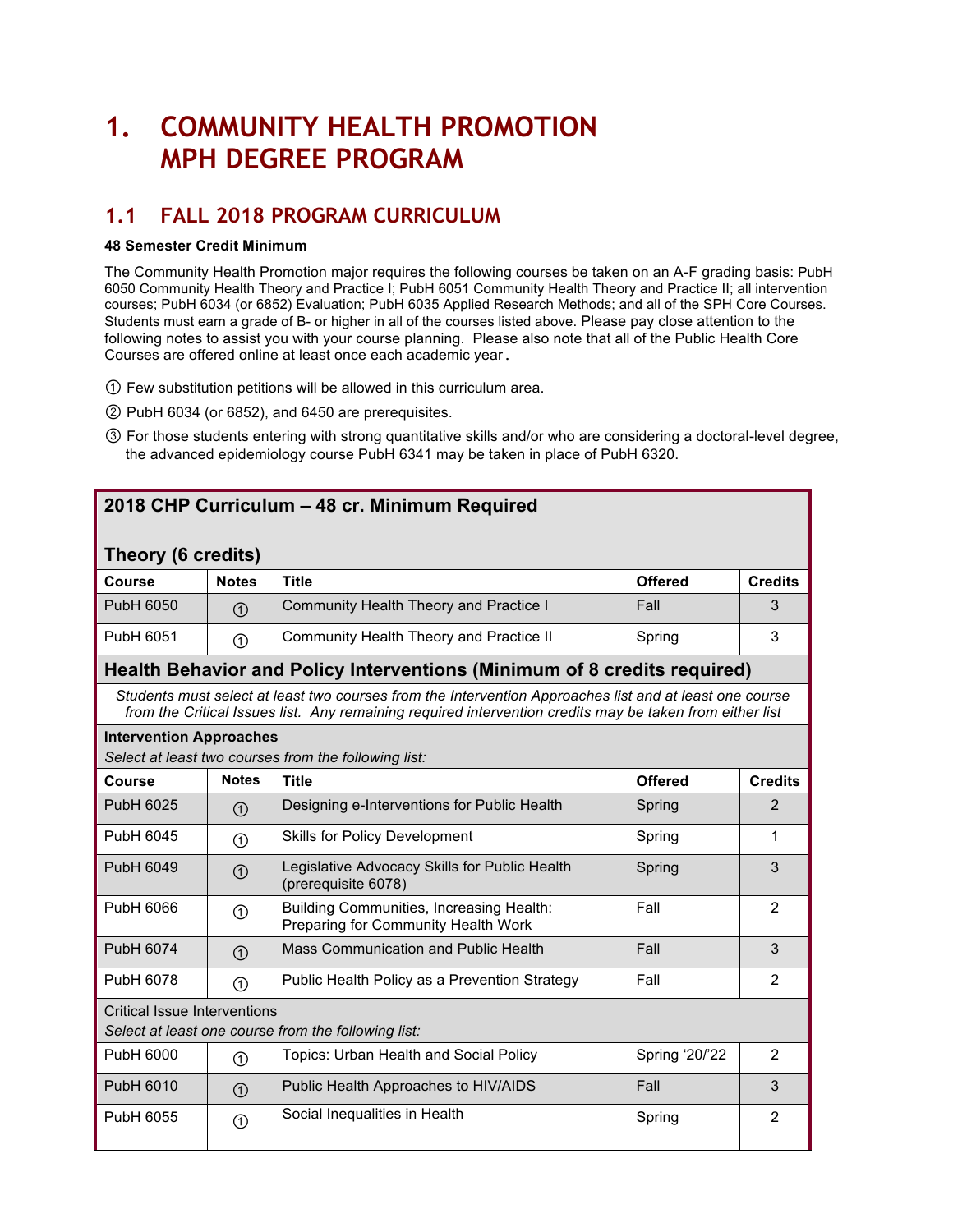# 1. COMMUNITY HEALTH PROMOTION MPH DEGREE PROGRAM

## 1.1 FALL 2018 PROGRAM CURRICULUM

**48 Semester Credit Minimum**

The Community Health Promotion major requires the following courses be taken on an A-F grading basis: PubH 6050 Community Health Theory and Practice I; PubH 6051 Community Health Theory and Practice II; all intervention courses; PubH 6034 (or 6852) Evaluation; PubH 6035 Applied Research Methods; and all of the SPH Core Courses. Students must earn a grade of B- or higher in all of the courses listed above. Please pay close attention to the following notes to assist you with your course planning. Please also note that all of the Public Health Core Courses are offered online at least once each academic year.

① Few substitution petitions will be allowed in this curriculum area.

② PubH 6034 (or 6852), and 6450 are prerequisites.

③ For those students entering with strong quantitative skills and/or who are considering a doctoral-level degree, the advanced epidemiology course PubH 6341 may be taken in place of PubH 6320.

**2018 CHP Curriculum – 48 cr. Minimum Required**

**Theory (6 credits)**

| Course | Notes | Title | Offered | Credits |
|---|---|---|---|---|
| PubH 6050 | ① | Community Health Theory and Practice I | Fall | 3 |
| PubH 6051 | ① | Community Health Theory and Practice II | Spring | 3 |

**Health Behavior and Policy Interventions (Minimum of 8 credits required)**

*Students must select at least two courses from the Intervention Approaches list and at least one course from the Critical Issues list. Any remaining required intervention credits may be taken from either list*

**Intervention Approaches**
*Select at least two courses from the following list:*

| Course | Notes | Title | Offered | Credits |
|---|---|---|---|---|
| PubH 6025 | ① | Designing e-Interventions for Public Health | Spring | 2 |
| PubH 6045 | ① | Skills for Policy Development | Spring | 1 |
| PubH 6049 | ① | Legislative Advocacy Skills for Public Health (prerequisite 6078) | Spring | 3 |
| PubH 6066 | ① | Building Communities, Increasing Health: Preparing for Community Health Work | Fall | 2 |
| PubH 6074 | ① | Mass Communication and Public Health | Fall | 3 |
| PubH 6078 | ① | Public Health Policy as a Prevention Strategy | Fall | 2 |

Critical Issue Interventions
*Select at least one course from the following list:*

| Course | Notes | Title | Offered | Credits |
|---|---|---|---|---|
| PubH 6000 | ① | Topics: Urban Health and Social Policy | Spring '20/'22 | 2 |
| PubH 6010 | ① | Public Health Approaches to HIV/AIDS | Fall | 3 |
| PubH 6055 | ① | Social Inequalities in Health | Spring | 2 |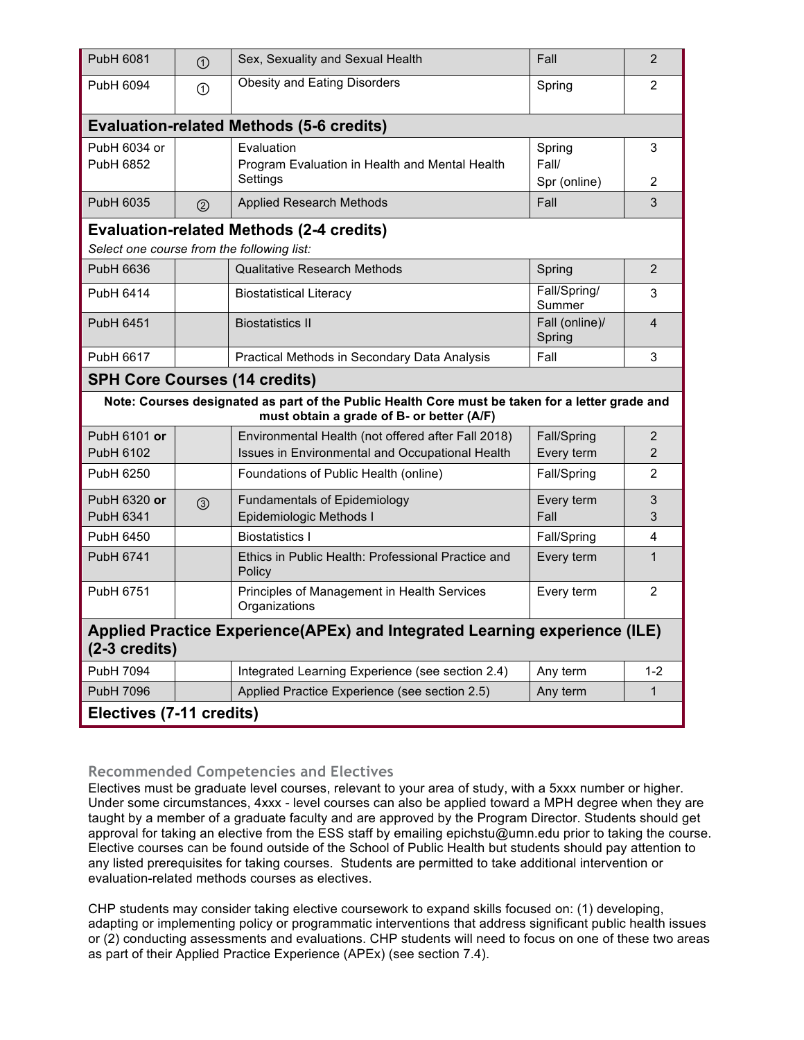| | | | | |
|---|---|---|---|---|
| PubH 6081 | ① | Sex, Sexuality and Sexual Health | Fall | 2 |
| PubH 6094 | ① | Obesity and Eating Disorders | Spring | 2 |
| **Evaluation-related Methods (5-6 credits)** | | | | |
| PubH 6034 or<br>PubH 6852 | | Evaluation<br>Program Evaluation in Health and Mental Health Settings | Spring<br>Fall/<br>Spr (online) | 3<br><br>2 |
| PubH 6035 | ② | Applied Research Methods | Fall | 3 |
| **Evaluation-related Methods (2-4 credits)**<br>*Select one course from the following list:* | | | | |
| PubH 6636 | | Qualitative Research Methods | Spring | 2 |
| PubH 6414 | | Biostatistical Literacy | Fall/Spring/<br>Summer | 3 |
| PubH 6451 | | Biostatistics II | Fall (online)/<br>Spring | 4 |
| PubH 6617 | | Practical Methods in Secondary Data Analysis | Fall | 3 |
| **SPH Core Courses (14 credits)** | | | | |
| **Note: Courses designated as part of the Public Health Core must be taken for a letter grade and must obtain a grade of B- or better (A/F)** | | | | |
| PubH 6101 **or**<br>PubH 6102 | | Environmental Health (not offered after Fall 2018)<br>Issues in Environmental and Occupational Health | Fall/Spring<br>Every term | 2<br>2 |
| PubH 6250 | | Foundations of Public Health (online) | Fall/Spring | 2 |
| PubH 6320 **or**<br>PubH 6341 | ③ | Fundamentals of Epidemiology<br>Epidemiologic Methods I | Every term<br>Fall | 3<br>3 |
| PubH 6450 | | Biostatistics I | Fall/Spring | 4 |
| PubH 6741 | | Ethics in Public Health: Professional Practice and Policy | Every term | 1 |
| PubH 6751 | | Principles of Management in Health Services Organizations | Every term | 2 |
| **Applied Practice Experience(APEx) and Integrated Learning experience (ILE) (2-3 credits)** | | | | |
| PubH 7094 | | Integrated Learning Experience (see section 2.4) | Any term | 1-2 |
| PubH 7096 | | Applied Practice Experience (see section 2.5) | Any term | 1 |
| **Electives (7-11 credits)** | | | | |

### Recommended Competencies and Electives

Electives must be graduate level courses, relevant to your area of study, with a 5xxx number or higher. Under some circumstances, 4xxx - level courses can also be applied toward a MPH degree when they are taught by a member of a graduate faculty and are approved by the Program Director. Students should get approval for taking an elective from the ESS staff by emailing epichstu@umn.edu prior to taking the course. Elective courses can be found outside of the School of Public Health but students should pay attention to any listed prerequisites for taking courses. Students are permitted to take additional intervention or evaluation-related methods courses as electives.

CHP students may consider taking elective coursework to expand skills focused on: (1) developing, adapting or implementing policy or programmatic interventions that address significant public health issues or (2) conducting assessments and evaluations. CHP students will need to focus on one of these two areas as part of their Applied Practice Experience (APEx) (see section 7.4).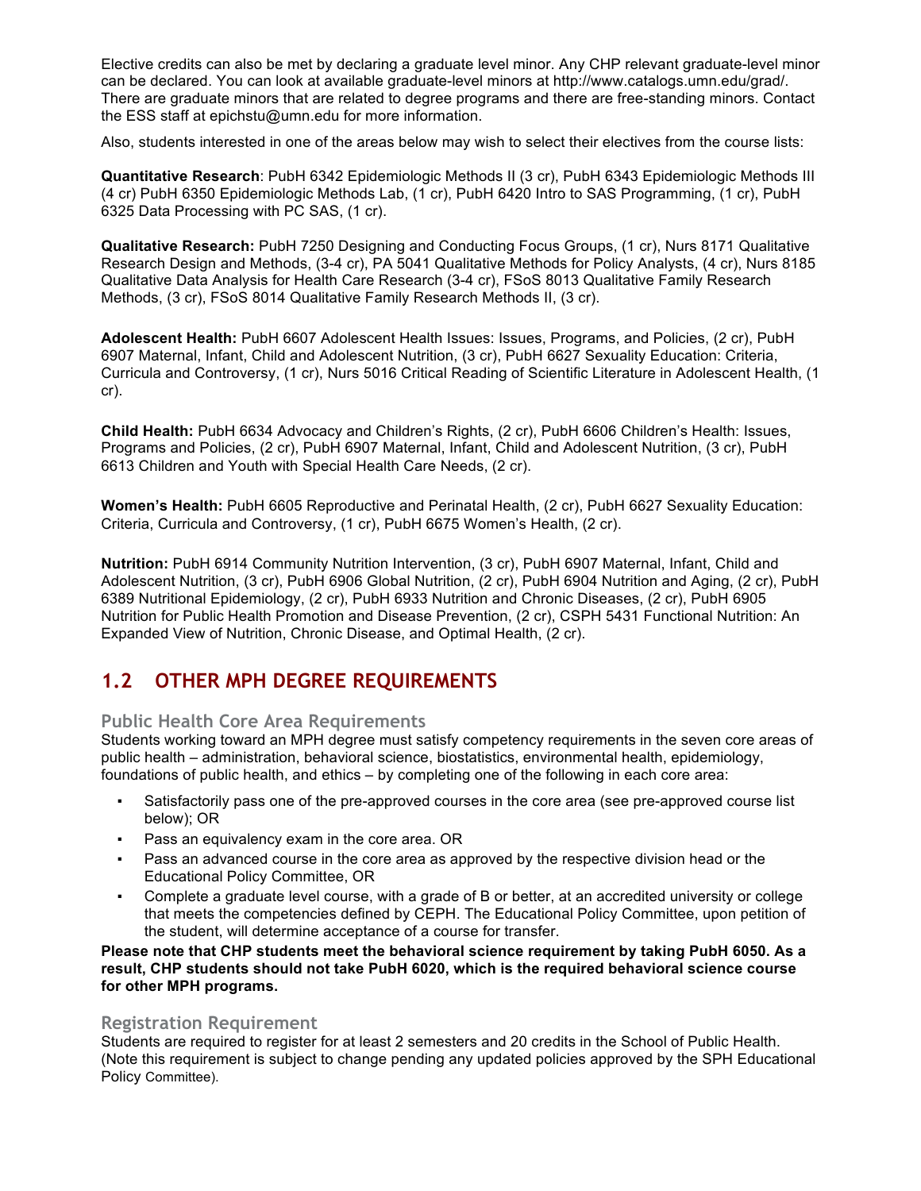Elective credits can also be met by declaring a graduate level minor. Any CHP relevant graduate-level minor can be declared. You can look at available graduate-level minors at http://www.catalogs.umn.edu/grad/. There are graduate minors that are related to degree programs and there are free-standing minors. Contact the ESS staff at epichstu@umn.edu for more information.

Also, students interested in one of the areas below may wish to select their electives from the course lists:

**Quantitative Research**: PubH 6342 Epidemiologic Methods II (3 cr), PubH 6343 Epidemiologic Methods III (4 cr) PubH 6350 Epidemiologic Methods Lab, (1 cr), PubH 6420 Intro to SAS Programming, (1 cr), PubH 6325 Data Processing with PC SAS, (1 cr).

**Qualitative Research:** PubH 7250 Designing and Conducting Focus Groups, (1 cr), Nurs 8171 Qualitative Research Design and Methods, (3-4 cr), PA 5041 Qualitative Methods for Policy Analysts, (4 cr), Nurs 8185 Qualitative Data Analysis for Health Care Research (3-4 cr), FSoS 8013 Qualitative Family Research Methods, (3 cr), FSoS 8014 Qualitative Family Research Methods II, (3 cr).

**Adolescent Health:** PubH 6607 Adolescent Health Issues: Issues, Programs, and Policies, (2 cr), PubH 6907 Maternal, Infant, Child and Adolescent Nutrition, (3 cr), PubH 6627 Sexuality Education: Criteria, Curricula and Controversy, (1 cr), Nurs 5016 Critical Reading of Scientific Literature in Adolescent Health, (1 cr).

**Child Health:** PubH 6634 Advocacy and Children's Rights, (2 cr), PubH 6606 Children's Health: Issues, Programs and Policies, (2 cr), PubH 6907 Maternal, Infant, Child and Adolescent Nutrition, (3 cr), PubH 6613 Children and Youth with Special Health Care Needs, (2 cr).

**Women's Health:** PubH 6605 Reproductive and Perinatal Health, (2 cr), PubH 6627 Sexuality Education: Criteria, Curricula and Controversy, (1 cr), PubH 6675 Women's Health, (2 cr).

**Nutrition:** PubH 6914 Community Nutrition Intervention, (3 cr), PubH 6907 Maternal, Infant, Child and Adolescent Nutrition, (3 cr), PubH 6906 Global Nutrition, (2 cr), PubH 6904 Nutrition and Aging, (2 cr), PubH 6389 Nutritional Epidemiology, (2 cr), PubH 6933 Nutrition and Chronic Diseases, (2 cr), PubH 6905 Nutrition for Public Health Promotion and Disease Prevention, (2 cr), CSPH 5431 Functional Nutrition: An Expanded View of Nutrition, Chronic Disease, and Optimal Health, (2 cr).

## 1.2 OTHER MPH DEGREE REQUIREMENTS

### Public Health Core Area Requirements

Students working toward an MPH degree must satisfy competency requirements in the seven core areas of public health – administration, behavioral science, biostatistics, environmental health, epidemiology, foundations of public health, and ethics – by completing one of the following in each core area:

- Satisfactorily pass one of the pre-approved courses in the core area (see pre-approved course list below); OR
- Pass an equivalency exam in the core area. OR
- Pass an advanced course in the core area as approved by the respective division head or the Educational Policy Committee, OR
- Complete a graduate level course, with a grade of B or better, at an accredited university or college that meets the competencies defined by CEPH. The Educational Policy Committee, upon petition of the student, will determine acceptance of a course for transfer.

**Please note that CHP students meet the behavioral science requirement by taking PubH 6050. As a result, CHP students should not take PubH 6020, which is the required behavioral science course for other MPH programs.**

### Registration Requirement

Students are required to register for at least 2 semesters and 20 credits in the School of Public Health. (Note this requirement is subject to change pending any updated policies approved by the SPH Educational Policy Committee).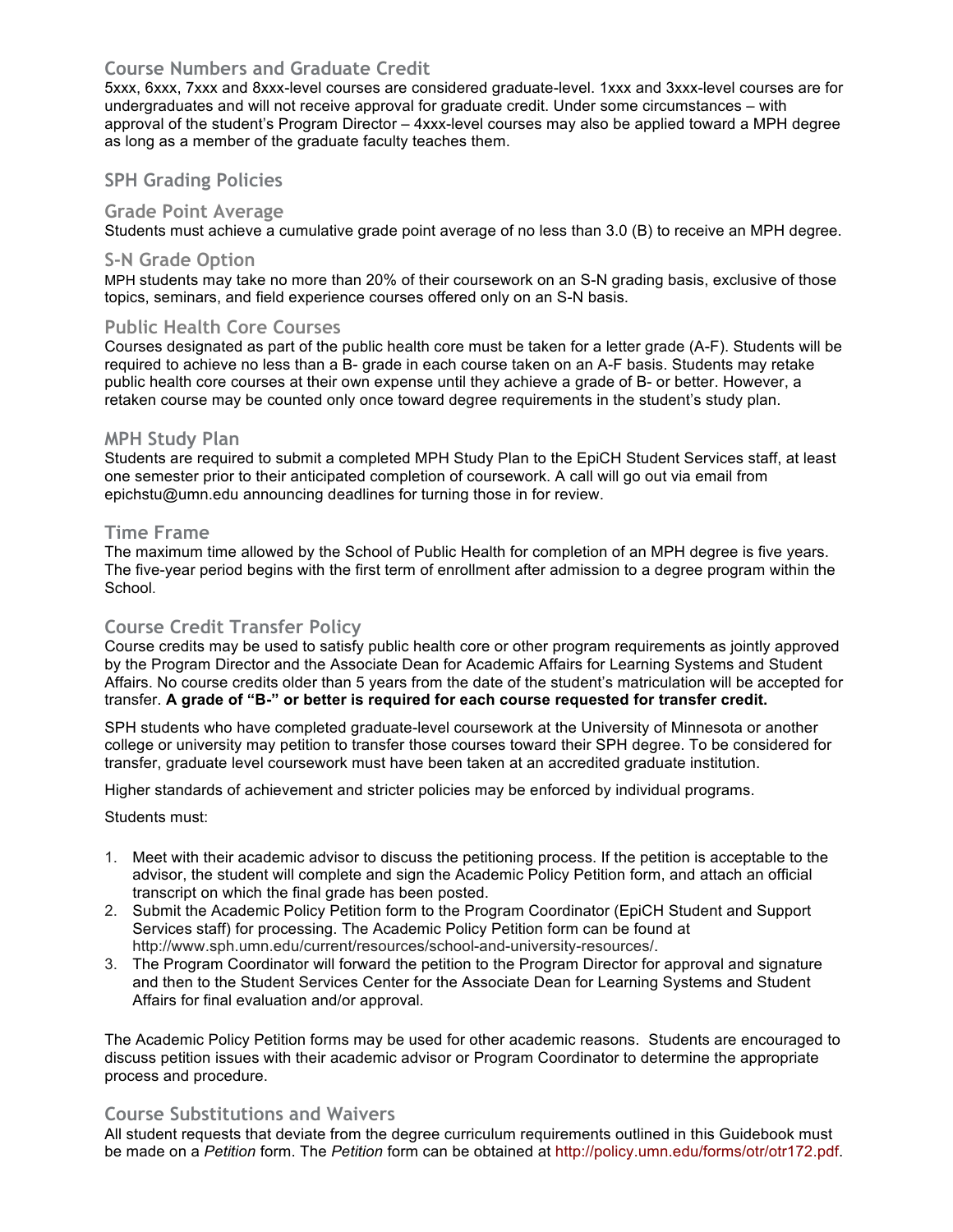## Course Numbers and Graduate Credit

5xxx, 6xxx, 7xxx and 8xxx-level courses are considered graduate-level. 1xxx and 3xxx-level courses are for undergraduates and will not receive approval for graduate credit. Under some circumstances – with approval of the student's Program Director – 4xxx-level courses may also be applied toward a MPH degree as long as a member of the graduate faculty teaches them.

## SPH Grading Policies

### Grade Point Average

Students must achieve a cumulative grade point average of no less than 3.0 (B) to receive an MPH degree.

### S-N Grade Option

MPH students may take no more than 20% of their coursework on an S-N grading basis, exclusive of those topics, seminars, and field experience courses offered only on an S-N basis.

### Public Health Core Courses

Courses designated as part of the public health core must be taken for a letter grade (A-F). Students will be required to achieve no less than a B- grade in each course taken on an A-F basis. Students may retake public health core courses at their own expense until they achieve a grade of B- or better. However, a retaken course may be counted only once toward degree requirements in the student's study plan.

## MPH Study Plan

Students are required to submit a completed MPH Study Plan to the EpiCH Student Services staff, at least one semester prior to their anticipated completion of coursework. A call will go out via email from epichstu@umn.edu announcing deadlines for turning those in for review.

## Time Frame

The maximum time allowed by the School of Public Health for completion of an MPH degree is five years. The five-year period begins with the first term of enrollment after admission to a degree program within the School.

## Course Credit Transfer Policy

Course credits may be used to satisfy public health core or other program requirements as jointly approved by the Program Director and the Associate Dean for Academic Affairs for Learning Systems and Student Affairs. No course credits older than 5 years from the date of the student's matriculation will be accepted for transfer. **A grade of "B-" or better is required for each course requested for transfer credit.**

SPH students who have completed graduate-level coursework at the University of Minnesota or another college or university may petition to transfer those courses toward their SPH degree. To be considered for transfer, graduate level coursework must have been taken at an accredited graduate institution.

Higher standards of achievement and stricter policies may be enforced by individual programs.

Students must:

1. Meet with their academic advisor to discuss the petitioning process. If the petition is acceptable to the advisor, the student will complete and sign the Academic Policy Petition form, and attach an official transcript on which the final grade has been posted.
2. Submit the Academic Policy Petition form to the Program Coordinator (EpiCH Student and Support Services staff) for processing. The Academic Policy Petition form can be found at http://www.sph.umn.edu/current/resources/school-and-university-resources/.
3. The Program Coordinator will forward the petition to the Program Director for approval and signature and then to the Student Services Center for the Associate Dean for Learning Systems and Student Affairs for final evaluation and/or approval.

The Academic Policy Petition forms may be used for other academic reasons. Students are encouraged to discuss petition issues with their academic advisor or Program Coordinator to determine the appropriate process and procedure.

## Course Substitutions and Waivers

All student requests that deviate from the degree curriculum requirements outlined in this Guidebook must be made on a *Petition* form. The *Petition* form can be obtained at http://policy.umn.edu/forms/otr/otr172.pdf.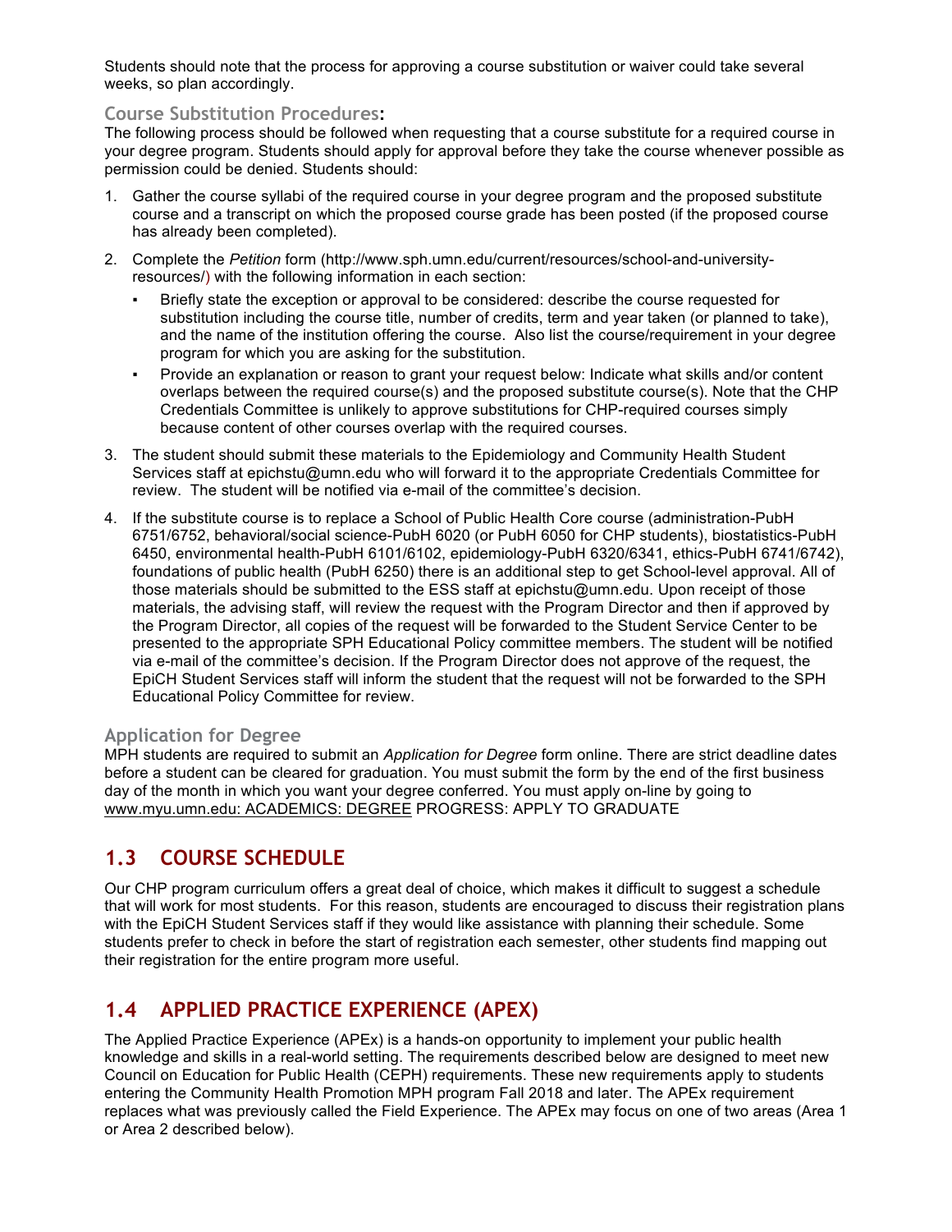Students should note that the process for approving a course substitution or waiver could take several weeks, so plan accordingly.

### Course Substitution Procedures:

The following process should be followed when requesting that a course substitute for a required course in your degree program. Students should apply for approval before they take the course whenever possible as permission could be denied. Students should:

1. Gather the course syllabi of the required course in your degree program and the proposed substitute course and a transcript on which the proposed course grade has been posted (if the proposed course has already been completed).
2. Complete the *Petition* form (http://www.sph.umn.edu/current/resources/school-and-university-resources/) with the following information in each section:
   - Briefly state the exception or approval to be considered: describe the course requested for substitution including the course title, number of credits, term and year taken (or planned to take), and the name of the institution offering the course. Also list the course/requirement in your degree program for which you are asking for the substitution.
   - Provide an explanation or reason to grant your request below: Indicate what skills and/or content overlaps between the required course(s) and the proposed substitute course(s). Note that the CHP Credentials Committee is unlikely to approve substitutions for CHP-required courses simply because content of other courses overlap with the required courses.
3. The student should submit these materials to the Epidemiology and Community Health Student Services staff at epichstu@umn.edu who will forward it to the appropriate Credentials Committee for review. The student will be notified via e-mail of the committee's decision.
4. If the substitute course is to replace a School of Public Health Core course (administration-PubH 6751/6752, behavioral/social science-PubH 6020 (or PubH 6050 for CHP students), biostatistics-PubH 6450, environmental health-PubH 6101/6102, epidemiology-PubH 6320/6341, ethics-PubH 6741/6742), foundations of public health (PubH 6250) there is an additional step to get School-level approval. All of those materials should be submitted to the ESS staff at epichstu@umn.edu. Upon receipt of those materials, the advising staff, will review the request with the Program Director and then if approved by the Program Director, all copies of the request will be forwarded to the Student Service Center to be presented to the appropriate SPH Educational Policy committee members. The student will be notified via e-mail of the committee's decision. If the Program Director does not approve of the request, the EpiCH Student Services staff will inform the student that the request will not be forwarded to the SPH Educational Policy Committee for review.

### Application for Degree

MPH students are required to submit an *Application for Degree* form online. There are strict deadline dates before a student can be cleared for graduation. You must submit the form by the end of the first business day of the month in which you want your degree conferred. You must apply on-line by going to www.myu.umn.edu: ACADEMICS: DEGREE PROGRESS: APPLY TO GRADUATE

## 1.3 COURSE SCHEDULE

Our CHP program curriculum offers a great deal of choice, which makes it difficult to suggest a schedule that will work for most students. For this reason, students are encouraged to discuss their registration plans with the EpiCH Student Services staff if they would like assistance with planning their schedule. Some students prefer to check in before the start of registration each semester, other students find mapping out their registration for the entire program more useful.

## 1.4 APPLIED PRACTICE EXPERIENCE (APEX)

The Applied Practice Experience (APEx) is a hands-on opportunity to implement your public health knowledge and skills in a real-world setting. The requirements described below are designed to meet new Council on Education for Public Health (CEPH) requirements. These new requirements apply to students entering the Community Health Promotion MPH program Fall 2018 and later. The APEx requirement replaces what was previously called the Field Experience. The APEx may focus on one of two areas (Area 1 or Area 2 described below).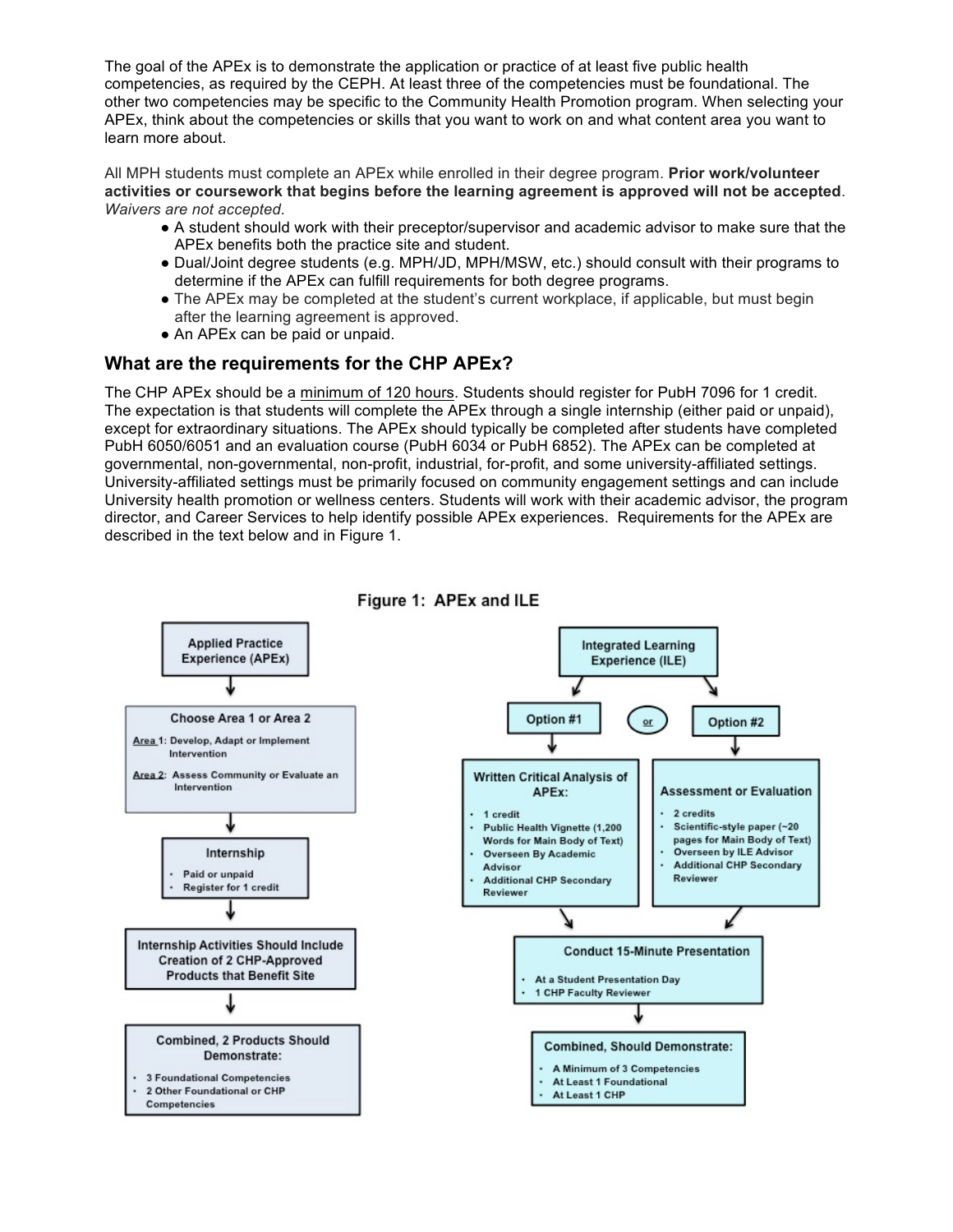The goal of the APEx is to demonstrate the application or practice of at least five public health competencies, as required by the CEPH. At least three of the competencies must be foundational. The other two competencies may be specific to the Community Health Promotion program. When selecting your APEx, think about the competencies or skills that you want to work on and what content area you want to learn more about.

All MPH students must complete an APEx while enrolled in their degree program. **Prior work/volunteer activities or coursework that begins before the learning agreement is approved will not be accepted**. *Waivers are not accepted.*

- A student should work with their preceptor/supervisor and academic advisor to make sure that the APEx benefits both the practice site and student.
- Dual/Joint degree students (e.g. MPH/JD, MPH/MSW, etc.) should consult with their programs to determine if the APEx can fulfill requirements for both degree programs.
- The APEx may be completed at the student's current workplace, if applicable, but must begin after the learning agreement is approved.
- An APEx can be paid or unpaid.

## What are the requirements for the CHP APEx?

The CHP APEx should be a minimum of 120 hours. Students should register for PubH 7096 for 1 credit. The expectation is that students will complete the APEx through a single internship (either paid or unpaid), except for extraordinary situations. The APEx should typically be completed after students have completed PubH 6050/6051 and an evaluation course (PubH 6034 or PubH 6852). The APEx can be completed at governmental, non-governmental, non-profit, industrial, for-profit, and some university-affiliated settings. University-affiliated settings must be primarily focused on community engagement settings and can include University health promotion or wellness centers. Students will work with their academic advisor, the program director, and Career Services to help identify possible APEx experiences. Requirements for the APEx are described in the text below and in Figure 1.

**Figure 1: APEx and ILE**

**Applied Practice Experience (APEx)**

↓

**Choose Area 1 or Area 2**

- Area 1: Develop, Adapt or Implement Intervention
- Area 2: Assess Community or Evaluate an Intervention

↓

**Internship**

- Paid or unpaid
- Register for 1 credit

↓

**Internship Activities Should Include Creation of 2 CHP-Approved Products that Benefit Site**

↓

**Combined, 2 Products Should Demonstrate:**

- 3 Foundational Competencies
- 2 Other Foundational or CHP Competencies

**Integrated Learning Experience (ILE)**

**Option #1** or **Option #2**

Option #1 — **Written Critical Analysis of APEx:**

- 1 credit
- Public Health Vignette (1,200 Words for Main Body of Text)
- Overseen By Academic Advisor
- Additional CHP Secondary Reviewer

Option #2 — **Assessment or Evaluation**

- 2 credits
- Scientific-style paper (~20 pages for Main Body of Text)
- Overseen by ILE Advisor
- Additional CHP Secondary Reviewer

↓

**Conduct 15-Minute Presentation**

- At a Student Presentation Day
- 1 CHP Faculty Reviewer

↓

**Combined, Should Demonstrate:**

- A Minimum of 3 Competencies
- At Least 1 Foundational
- At Least 1 CHP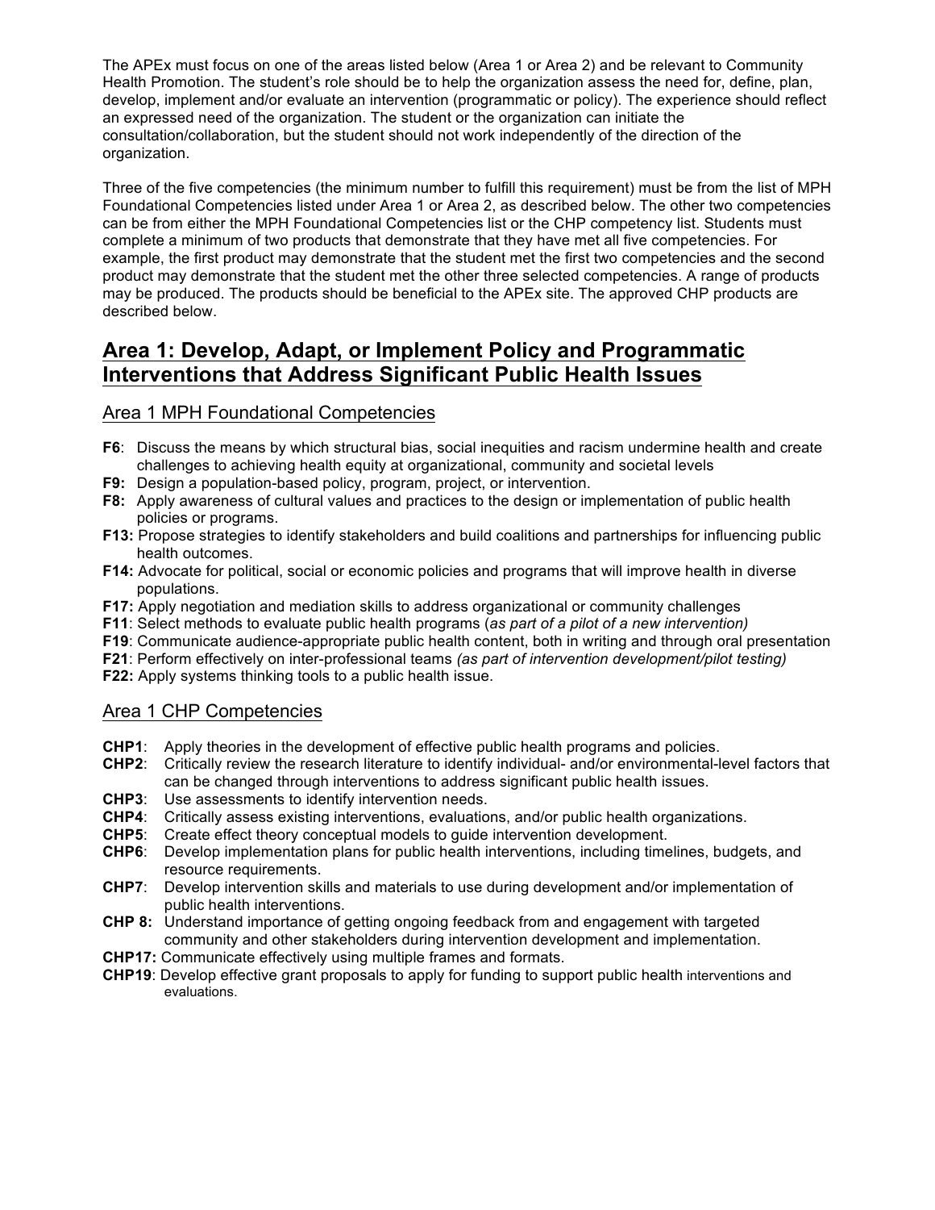The APEx must focus on one of the areas listed below (Area 1 or Area 2) and be relevant to Community Health Promotion. The student's role should be to help the organization assess the need for, define, plan, develop, implement and/or evaluate an intervention (programmatic or policy). The experience should reflect an expressed need of the organization. The student or the organization can initiate the consultation/collaboration, but the student should not work independently of the direction of the organization.

Three of the five competencies (the minimum number to fulfill this requirement) must be from the list of MPH Foundational Competencies listed under Area 1 or Area 2, as described below. The other two competencies can be from either the MPH Foundational Competencies list or the CHP competency list. Students must complete a minimum of two products that demonstrate that they have met all five competencies. For example, the first product may demonstrate that the student met the first two competencies and the second product may demonstrate that the student met the other three selected competencies. A range of products may be produced. The products should be beneficial to the APEx site. The approved CHP products are described below.

## Area 1: Develop, Adapt, or Implement Policy and Programmatic Interventions that Address Significant Public Health Issues

### Area 1 MPH Foundational Competencies

- **F6**: Discuss the means by which structural bias, social inequities and racism undermine health and create challenges to achieving health equity at organizational, community and societal levels
- **F9:** Design a population-based policy, program, project, or intervention.
- **F8:** Apply awareness of cultural values and practices to the design or implementation of public health policies or programs.
- **F13:** Propose strategies to identify stakeholders and build coalitions and partnerships for influencing public health outcomes.
- **F14:** Advocate for political, social or economic policies and programs that will improve health in diverse populations.
- **F17:** Apply negotiation and mediation skills to address organizational or community challenges
- **F11**: Select methods to evaluate public health programs (*as part of a pilot of a new intervention)*
- **F19**: Communicate audience-appropriate public health content, both in writing and through oral presentation
- **F21**: Perform effectively on inter-professional teams *(as part of intervention development/pilot testing)*
- **F22:** Apply systems thinking tools to a public health issue.

### Area 1 CHP Competencies

- **CHP1**: Apply theories in the development of effective public health programs and policies.
- **CHP2**: Critically review the research literature to identify individual- and/or environmental-level factors that can be changed through interventions to address significant public health issues.
- **CHP3**: Use assessments to identify intervention needs.
- **CHP4**: Critically assess existing interventions, evaluations, and/or public health organizations.
- **CHP5**: Create effect theory conceptual models to guide intervention development.
- **CHP6**: Develop implementation plans for public health interventions, including timelines, budgets, and resource requirements.
- **CHP7**: Develop intervention skills and materials to use during development and/or implementation of public health interventions.
- **CHP 8:** Understand importance of getting ongoing feedback from and engagement with targeted community and other stakeholders during intervention development and implementation.
- **CHP17:** Communicate effectively using multiple frames and formats.
- **CHP19**: Develop effective grant proposals to apply for funding to support public health interventions and evaluations.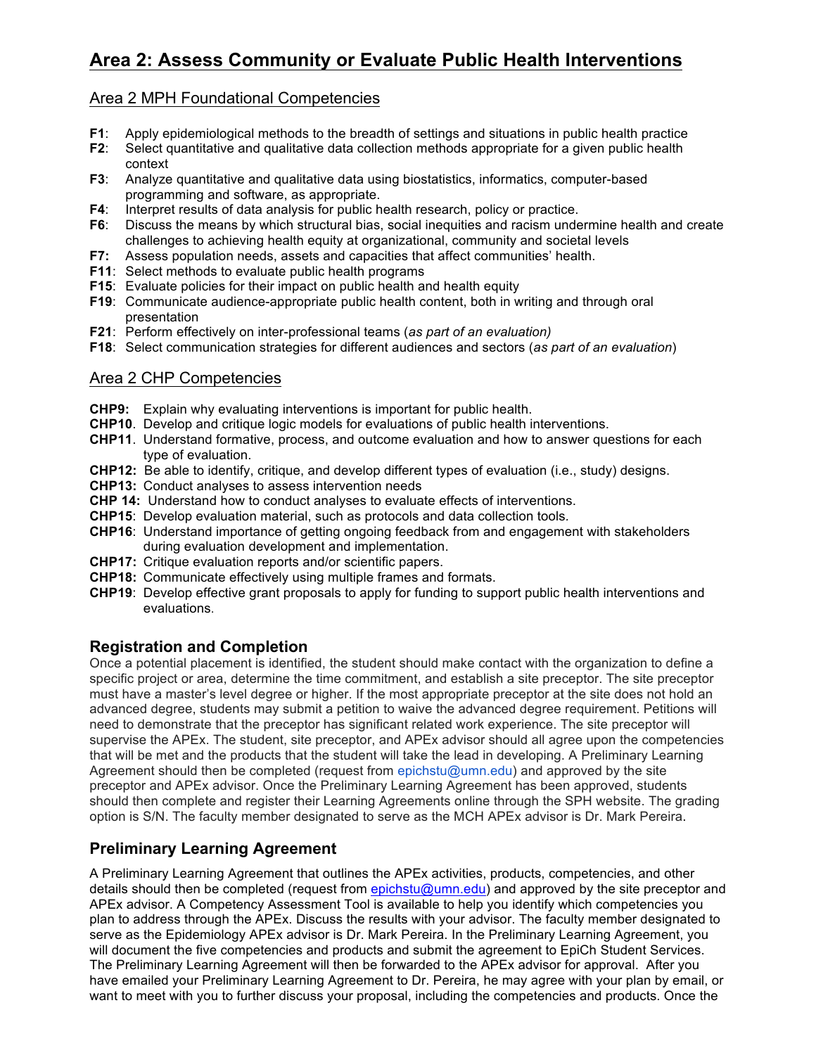# Area 2: Assess Community or Evaluate Public Health Interventions

## Area 2 MPH Foundational Competencies

- **F1**: Apply epidemiological methods to the breadth of settings and situations in public health practice
- **F2**: Select quantitative and qualitative data collection methods appropriate for a given public health context
- **F3**: Analyze quantitative and qualitative data using biostatistics, informatics, computer-based programming and software, as appropriate.
- **F4**: Interpret results of data analysis for public health research, policy or practice.
- **F6**: Discuss the means by which structural bias, social inequities and racism undermine health and create challenges to achieving health equity at organizational, community and societal levels
- **F7:** Assess population needs, assets and capacities that affect communities' health.
- **F11**: Select methods to evaluate public health programs
- **F15**: Evaluate policies for their impact on public health and health equity
- **F19**: Communicate audience-appropriate public health content, both in writing and through oral presentation
- **F21**: Perform effectively on inter-professional teams (*as part of an evaluation)*
- **F18**: Select communication strategies for different audiences and sectors (*as part of an evaluation*)

## Area 2 CHP Competencies

- **CHP9:** Explain why evaluating interventions is important for public health.
- **CHP10**. Develop and critique logic models for evaluations of public health interventions.
- **CHP11**. Understand formative, process, and outcome evaluation and how to answer questions for each type of evaluation.
- **CHP12:** Be able to identify, critique, and develop different types of evaluation (i.e., study) designs.
- **CHP13:** Conduct analyses to assess intervention needs
- **CHP 14:** Understand how to conduct analyses to evaluate effects of interventions.
- **CHP15**: Develop evaluation material, such as protocols and data collection tools.
- **CHP16**: Understand importance of getting ongoing feedback from and engagement with stakeholders during evaluation development and implementation.
- **CHP17:** Critique evaluation reports and/or scientific papers.
- **CHP18:** Communicate effectively using multiple frames and formats.
- **CHP19**: Develop effective grant proposals to apply for funding to support public health interventions and evaluations.

### Registration and Completion

Once a potential placement is identified, the student should make contact with the organization to define a specific project or area, determine the time commitment, and establish a site preceptor. The site preceptor must have a master's level degree or higher. If the most appropriate preceptor at the site does not hold an advanced degree, students may submit a petition to waive the advanced degree requirement. Petitions will need to demonstrate that the preceptor has significant related work experience. The site preceptor will supervise the APEx. The student, site preceptor, and APEx advisor should all agree upon the competencies that will be met and the products that the student will take the lead in developing. A Preliminary Learning Agreement should then be completed (request from epichstu@umn.edu) and approved by the site preceptor and APEx advisor. Once the Preliminary Learning Agreement has been approved, students should then complete and register their Learning Agreements online through the SPH website. The grading option is S/N. The faculty member designated to serve as the MCH APEx advisor is Dr. Mark Pereira.

### Preliminary Learning Agreement

A Preliminary Learning Agreement that outlines the APEx activities, products, competencies, and other details should then be completed (request from epichstu@umn.edu) and approved by the site preceptor and APEx advisor. A Competency Assessment Tool is available to help you identify which competencies you plan to address through the APEx. Discuss the results with your advisor. The faculty member designated to serve as the Epidemiology APEx advisor is Dr. Mark Pereira. In the Preliminary Learning Agreement, you will document the five competencies and products and submit the agreement to EpiCh Student Services. The Preliminary Learning Agreement will then be forwarded to the APEx advisor for approval. After you have emailed your Preliminary Learning Agreement to Dr. Pereira, he may agree with your plan by email, or want to meet with you to further discuss your proposal, including the competencies and products. Once the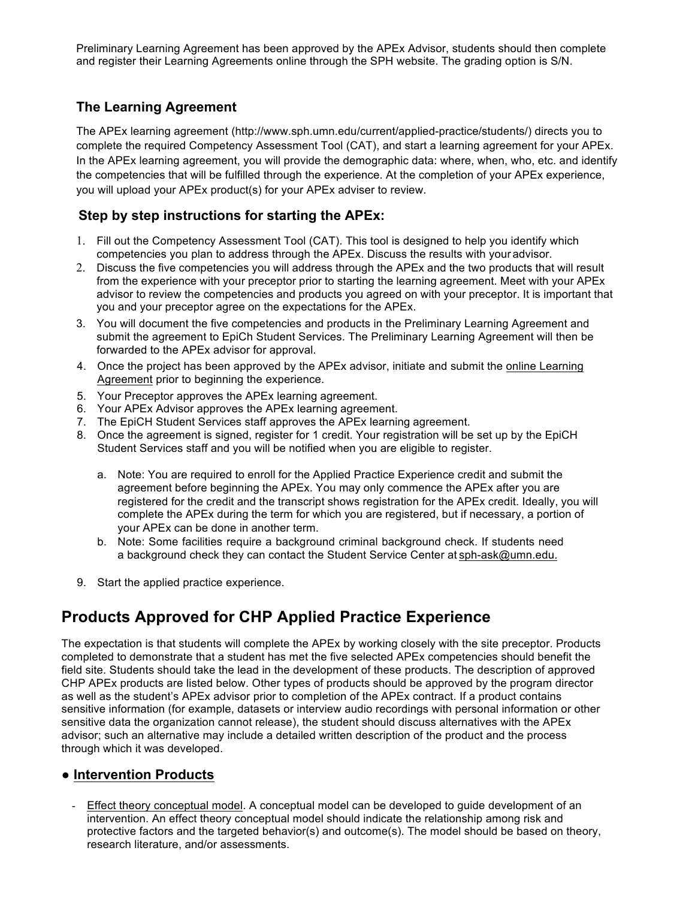Preliminary Learning Agreement has been approved by the APEx Advisor, students should then complete and register their Learning Agreements online through the SPH website. The grading option is S/N.

### The Learning Agreement

The APEx learning agreement (http://www.sph.umn.edu/current/applied-practice/students/) directs you to complete the required Competency Assessment Tool (CAT), and start a learning agreement for your APEx. In the APEx learning agreement, you will provide the demographic data: where, when, who, etc. and identify the competencies that will be fulfilled through the experience. At the completion of your APEx experience, you will upload your APEx product(s) for your APEx adviser to review.

### Step by step instructions for starting the APEx:

1. Fill out the Competency Assessment Tool (CAT). This tool is designed to help you identify which competencies you plan to address through the APEx. Discuss the results with your advisor.
2. Discuss the five competencies you will address through the APEx and the two products that will result from the experience with your preceptor prior to starting the learning agreement. Meet with your APEx advisor to review the competencies and products you agreed on with your preceptor. It is important that you and your preceptor agree on the expectations for the APEx.
3. You will document the five competencies and products in the Preliminary Learning Agreement and submit the agreement to EpiCh Student Services. The Preliminary Learning Agreement will then be forwarded to the APEx advisor for approval.
4. Once the project has been approved by the APEx advisor, initiate and submit the online Learning Agreement prior to beginning the experience.
5. Your Preceptor approves the APEx learning agreement.
6. Your APEx Advisor approves the APEx learning agreement.
7. The EpiCH Student Services staff approves the APEx learning agreement.
8. Once the agreement is signed, register for 1 credit. Your registration will be set up by the EpiCH Student Services staff and you will be notified when you are eligible to register.
   a. Note: You are required to enroll for the Applied Practice Experience credit and submit the agreement before beginning the APEx. You may only commence the APEx after you are registered for the credit and the transcript shows registration for the APEx credit. Ideally, you will complete the APEx during the term for which you are registered, but if necessary, a portion of your APEx can be done in another term.
   b. Note: Some facilities require a background criminal background check. If students need a background check they can contact the Student Service Center at sph-ask@umn.edu.
9. Start the applied practice experience.

## Products Approved for CHP Applied Practice Experience

The expectation is that students will complete the APEx by working closely with the site preceptor. Products completed to demonstrate that a student has met the five selected APEx competencies should benefit the field site. Students should take the lead in the development of these products. The description of approved CHP APEx products are listed below. Other types of products should be approved by the program director as well as the student's APEx advisor prior to completion of the APEx contract. If a product contains sensitive information (for example, datasets or interview audio recordings with personal information or other sensitive data the organization cannot release), the student should discuss alternatives with the APEx advisor; such an alternative may include a detailed written description of the product and the process through which it was developed.

### ● Intervention Products

- Effect theory conceptual model. A conceptual model can be developed to guide development of an intervention. An effect theory conceptual model should indicate the relationship among risk and protective factors and the targeted behavior(s) and outcome(s). The model should be based on theory, research literature, and/or assessments.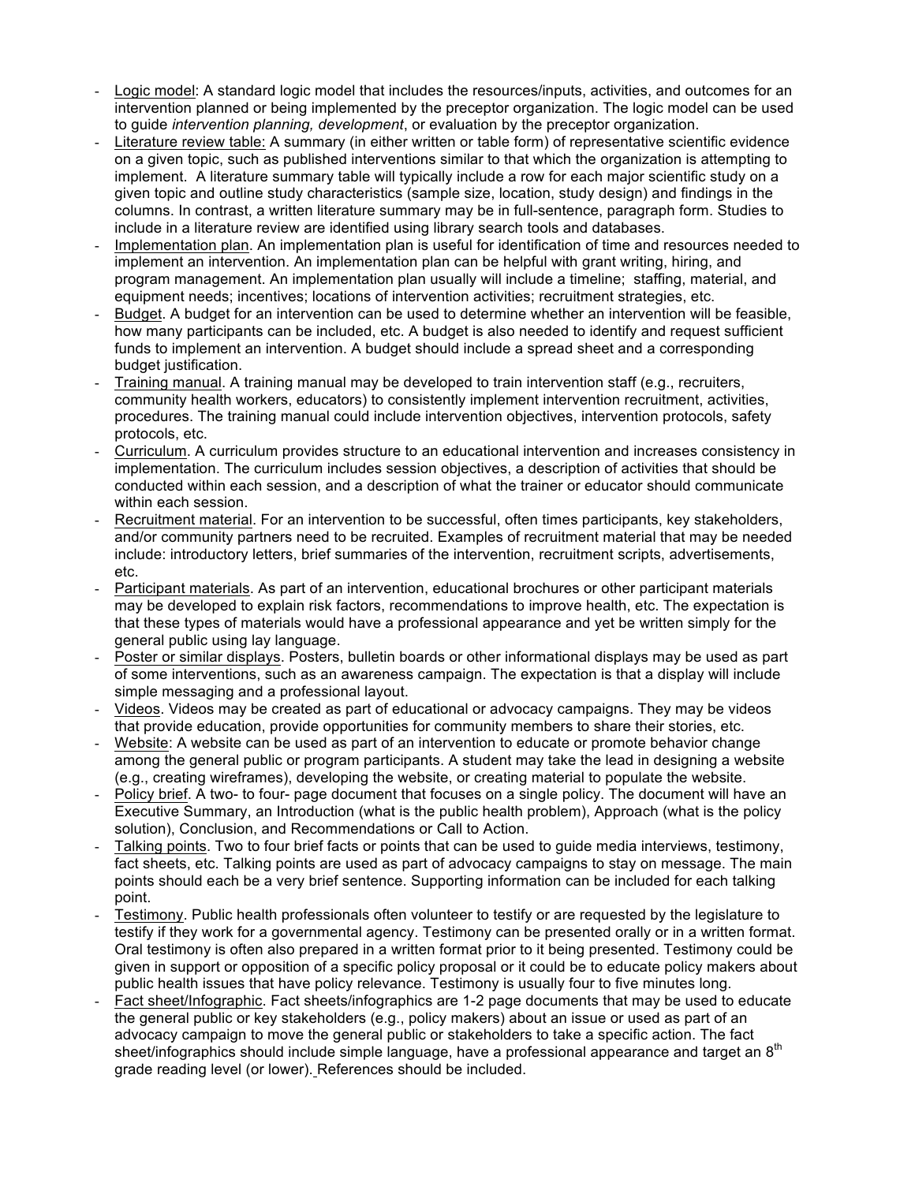- Logic model: A standard logic model that includes the resources/inputs, activities, and outcomes for an intervention planned or being implemented by the preceptor organization. The logic model can be used to guide *intervention planning, development*, or evaluation by the preceptor organization.
- Literature review table: A summary (in either written or table form) of representative scientific evidence on a given topic, such as published interventions similar to that which the organization is attempting to implement. A literature summary table will typically include a row for each major scientific study on a given topic and outline study characteristics (sample size, location, study design) and findings in the columns. In contrast, a written literature summary may be in full-sentence, paragraph form. Studies to include in a literature review are identified using library search tools and databases.
- Implementation plan. An implementation plan is useful for identification of time and resources needed to implement an intervention. An implementation plan can be helpful with grant writing, hiring, and program management. An implementation plan usually will include a timeline; staffing, material, and equipment needs; incentives; locations of intervention activities; recruitment strategies, etc.
- Budget. A budget for an intervention can be used to determine whether an intervention will be feasible, how many participants can be included, etc. A budget is also needed to identify and request sufficient funds to implement an intervention. A budget should include a spread sheet and a corresponding budget justification.
- Training manual. A training manual may be developed to train intervention staff (e.g., recruiters, community health workers, educators) to consistently implement intervention recruitment, activities, procedures. The training manual could include intervention objectives, intervention protocols, safety protocols, etc.
- Curriculum. A curriculum provides structure to an educational intervention and increases consistency in implementation. The curriculum includes session objectives, a description of activities that should be conducted within each session, and a description of what the trainer or educator should communicate within each session.
- Recruitment material. For an intervention to be successful, often times participants, key stakeholders, and/or community partners need to be recruited. Examples of recruitment material that may be needed include: introductory letters, brief summaries of the intervention, recruitment scripts, advertisements, etc.
- Participant materials. As part of an intervention, educational brochures or other participant materials may be developed to explain risk factors, recommendations to improve health, etc. The expectation is that these types of materials would have a professional appearance and yet be written simply for the general public using lay language.
- Poster or similar displays. Posters, bulletin boards or other informational displays may be used as part of some interventions, such as an awareness campaign. The expectation is that a display will include simple messaging and a professional layout.
- Videos. Videos may be created as part of educational or advocacy campaigns. They may be videos that provide education, provide opportunities for community members to share their stories, etc.
- Website: A website can be used as part of an intervention to educate or promote behavior change among the general public or program participants. A student may take the lead in designing a website (e.g., creating wireframes), developing the website, or creating material to populate the website.
- Policy brief. A two- to four- page document that focuses on a single policy. The document will have an Executive Summary, an Introduction (what is the public health problem), Approach (what is the policy solution), Conclusion, and Recommendations or Call to Action.
- Talking points. Two to four brief facts or points that can be used to guide media interviews, testimony, fact sheets, etc. Talking points are used as part of advocacy campaigns to stay on message. The main points should each be a very brief sentence. Supporting information can be included for each talking point.
- Testimony. Public health professionals often volunteer to testify or are requested by the legislature to testify if they work for a governmental agency. Testimony can be presented orally or in a written format. Oral testimony is often also prepared in a written format prior to it being presented. Testimony could be given in support or opposition of a specific policy proposal or it could be to educate policy makers about public health issues that have policy relevance. Testimony is usually four to five minutes long.
- Fact sheet/Infographic. Fact sheets/infographics are 1-2 page documents that may be used to educate the general public or key stakeholders (e.g., policy makers) about an issue or used as part of an advocacy campaign to move the general public or stakeholders to take a specific action. The fact sheet/infographics should include simple language, have a professional appearance and target an 8th grade reading level (or lower). References should be included.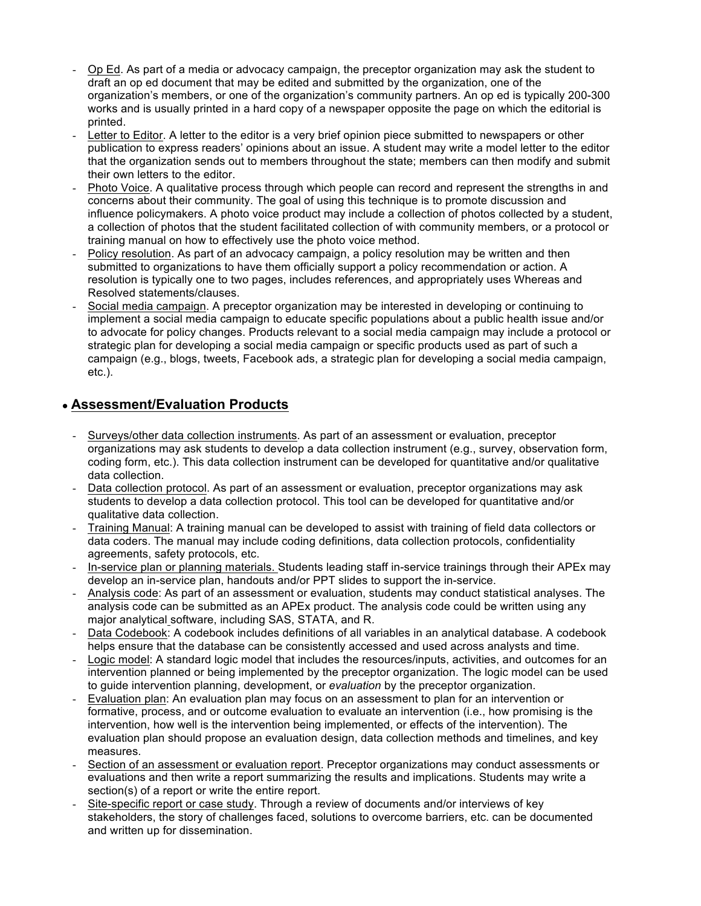- Op Ed. As part of a media or advocacy campaign, the preceptor organization may ask the student to draft an op ed document that may be edited and submitted by the organization, one of the organization's members, or one of the organization's community partners. An op ed is typically 200-300 works and is usually printed in a hard copy of a newspaper opposite the page on which the editorial is printed.
- Letter to Editor. A letter to the editor is a very brief opinion piece submitted to newspapers or other publication to express readers' opinions about an issue. A student may write a model letter to the editor that the organization sends out to members throughout the state; members can then modify and submit their own letters to the editor.
- Photo Voice. A qualitative process through which people can record and represent the strengths in and concerns about their community. The goal of using this technique is to promote discussion and influence policymakers. A photo voice product may include a collection of photos collected by a student, a collection of photos that the student facilitated collection of with community members, or a protocol or training manual on how to effectively use the photo voice method.
- Policy resolution. As part of an advocacy campaign, a policy resolution may be written and then submitted to organizations to have them officially support a policy recommendation or action. A resolution is typically one to two pages, includes references, and appropriately uses Whereas and Resolved statements/clauses.
- Social media campaign. A preceptor organization may be interested in developing or continuing to implement a social media campaign to educate specific populations about a public health issue and/or to advocate for policy changes. Products relevant to a social media campaign may include a protocol or strategic plan for developing a social media campaign or specific products used as part of such a campaign (e.g., blogs, tweets, Facebook ads, a strategic plan for developing a social media campaign, etc.).

## • Assessment/Evaluation Products

- Surveys/other data collection instruments. As part of an assessment or evaluation, preceptor organizations may ask students to develop a data collection instrument (e.g., survey, observation form, coding form, etc.). This data collection instrument can be developed for quantitative and/or qualitative data collection.
- Data collection protocol. As part of an assessment or evaluation, preceptor organizations may ask students to develop a data collection protocol. This tool can be developed for quantitative and/or qualitative data collection.
- Training Manual: A training manual can be developed to assist with training of field data collectors or data coders. The manual may include coding definitions, data collection protocols, confidentiality agreements, safety protocols, etc.
- In-service plan or planning materials. Students leading staff in-service trainings through their APEx may develop an in-service plan, handouts and/or PPT slides to support the in-service.
- Analysis code: As part of an assessment or evaluation, students may conduct statistical analyses. The analysis code can be submitted as an APEx product. The analysis code could be written using any major analytical software, including SAS, STATA, and R.
- Data Codebook: A codebook includes definitions of all variables in an analytical database. A codebook helps ensure that the database can be consistently accessed and used across analysts and time.
- Logic model: A standard logic model that includes the resources/inputs, activities, and outcomes for an intervention planned or being implemented by the preceptor organization. The logic model can be used to guide intervention planning, development, or *evaluation* by the preceptor organization.
- Evaluation plan: An evaluation plan may focus on an assessment to plan for an intervention or formative, process, and or outcome evaluation to evaluate an intervention (i.e., how promising is the intervention, how well is the intervention being implemented, or effects of the intervention). The evaluation plan should propose an evaluation design, data collection methods and timelines, and key measures.
- Section of an assessment or evaluation report. Preceptor organizations may conduct assessments or evaluations and then write a report summarizing the results and implications. Students may write a section(s) of a report or write the entire report.
- Site-specific report or case study. Through a review of documents and/or interviews of key stakeholders, the story of challenges faced, solutions to overcome barriers, etc. can be documented and written up for dissemination.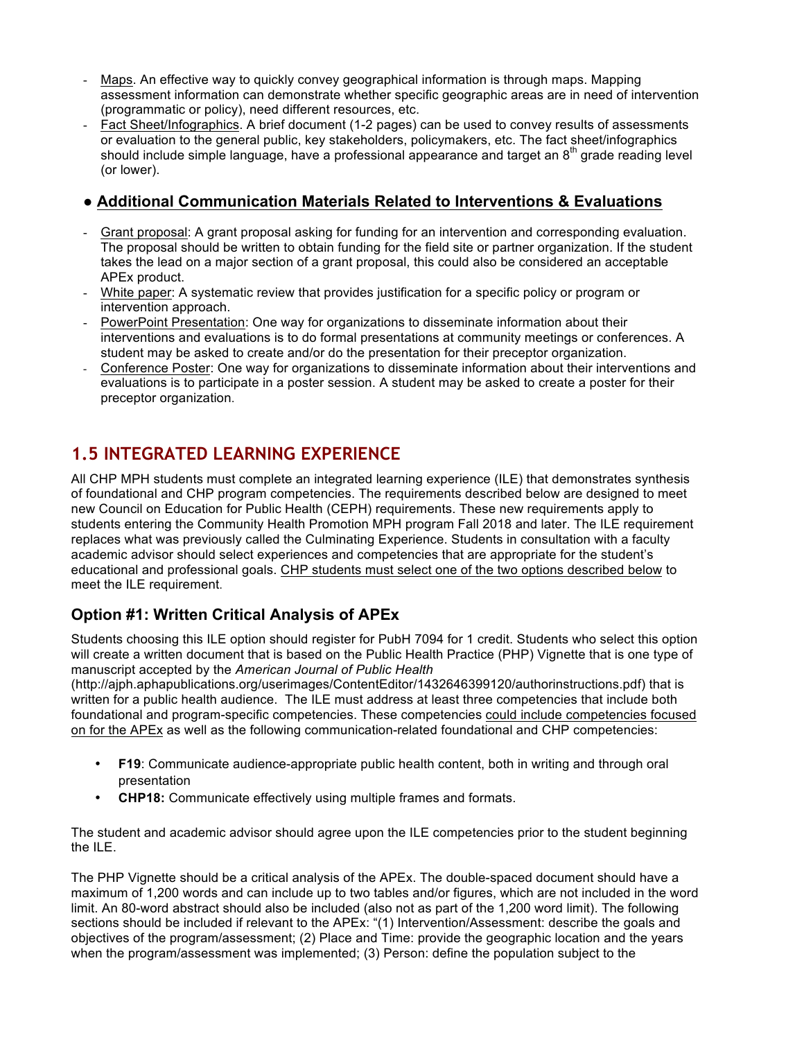- Maps. An effective way to quickly convey geographical information is through maps. Mapping assessment information can demonstrate whether specific geographic areas are in need of intervention (programmatic or policy), need different resources, etc.
- Fact Sheet/Infographics. A brief document (1-2 pages) can be used to convey results of assessments or evaluation to the general public, key stakeholders, policymakers, etc. The fact sheet/infographics should include simple language, have a professional appearance and target an 8th grade reading level (or lower).

### ● Additional Communication Materials Related to Interventions & Evaluations

- Grant proposal: A grant proposal asking for funding for an intervention and corresponding evaluation. The proposal should be written to obtain funding for the field site or partner organization. If the student takes the lead on a major section of a grant proposal, this could also be considered an acceptable APEx product.
- White paper: A systematic review that provides justification for a specific policy or program or intervention approach.
- PowerPoint Presentation: One way for organizations to disseminate information about their interventions and evaluations is to do formal presentations at community meetings or conferences. A student may be asked to create and/or do the presentation for their preceptor organization.
- Conference Poster: One way for organizations to disseminate information about their interventions and evaluations is to participate in a poster session. A student may be asked to create a poster for their preceptor organization.

## 1.5 INTEGRATED LEARNING EXPERIENCE

All CHP MPH students must complete an integrated learning experience (ILE) that demonstrates synthesis of foundational and CHP program competencies. The requirements described below are designed to meet new Council on Education for Public Health (CEPH) requirements. These new requirements apply to students entering the Community Health Promotion MPH program Fall 2018 and later. The ILE requirement replaces what was previously called the Culminating Experience. Students in consultation with a faculty academic advisor should select experiences and competencies that are appropriate for the student's educational and professional goals. CHP students must select one of the two options described below to meet the ILE requirement.

### Option #1: Written Critical Analysis of APEx

Students choosing this ILE option should register for PubH 7094 for 1 credit. Students who select this option will create a written document that is based on the Public Health Practice (PHP) Vignette that is one type of manuscript accepted by the *American Journal of Public Health* (http://ajph.aphapublications.org/userimages/ContentEditor/1432646399120/authorinstructions.pdf) that is written for a public health audience. The ILE must address at least three competencies that include both foundational and program-specific competencies. These competencies could include competencies focused on for the APEx as well as the following communication-related foundational and CHP competencies:

- **F19**: Communicate audience-appropriate public health content, both in writing and through oral presentation
- **CHP18:** Communicate effectively using multiple frames and formats.

The student and academic advisor should agree upon the ILE competencies prior to the student beginning the ILE.

The PHP Vignette should be a critical analysis of the APEx. The double-spaced document should have a maximum of 1,200 words and can include up to two tables and/or figures, which are not included in the word limit. An 80-word abstract should also be included (also not as part of the 1,200 word limit). The following sections should be included if relevant to the APEx: "(1) Intervention/Assessment: describe the goals and objectives of the program/assessment; (2) Place and Time: provide the geographic location and the years when the program/assessment was implemented; (3) Person: define the population subject to the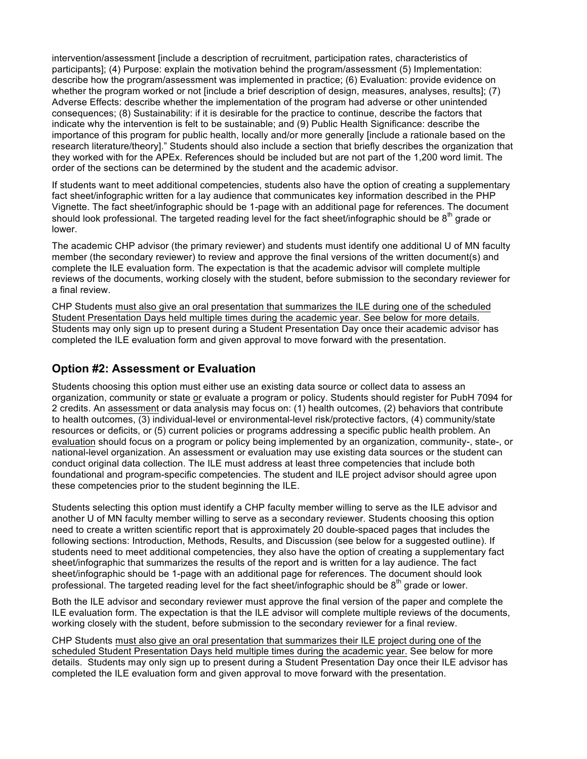intervention/assessment [include a description of recruitment, participation rates, characteristics of participants]; (4) Purpose: explain the motivation behind the program/assessment (5) Implementation: describe how the program/assessment was implemented in practice; (6) Evaluation: provide evidence on whether the program worked or not [include a brief description of design, measures, analyses, results]; (7) Adverse Effects: describe whether the implementation of the program had adverse or other unintended consequences; (8) Sustainability: if it is desirable for the practice to continue, describe the factors that indicate why the intervention is felt to be sustainable; and (9) Public Health Significance: describe the importance of this program for public health, locally and/or more generally [include a rationale based on the research literature/theory]." Students should also include a section that briefly describes the organization that they worked with for the APEx. References should be included but are not part of the 1,200 word limit. The order of the sections can be determined by the student and the academic advisor.

If students want to meet additional competencies, students also have the option of creating a supplementary fact sheet/infographic written for a lay audience that communicates key information described in the PHP Vignette. The fact sheet/infographic should be 1-page with an additional page for references. The document should look professional. The targeted reading level for the fact sheet/infographic should be 8th grade or lower.

The academic CHP advisor (the primary reviewer) and students must identify one additional U of MN faculty member (the secondary reviewer) to review and approve the final versions of the written document(s) and complete the ILE evaluation form. The expectation is that the academic advisor will complete multiple reviews of the documents, working closely with the student, before submission to the secondary reviewer for a final review.

CHP Students must also give an oral presentation that summarizes the ILE during one of the scheduled Student Presentation Days held multiple times during the academic year. See below for more details. Students may only sign up to present during a Student Presentation Day once their academic advisor has completed the ILE evaluation form and given approval to move forward with the presentation.

## Option #2: Assessment or Evaluation

Students choosing this option must either use an existing data source or collect data to assess an organization, community or state or evaluate a program or policy. Students should register for PubH 7094 for 2 credits. An assessment or data analysis may focus on: (1) health outcomes, (2) behaviors that contribute to health outcomes, (3) individual-level or environmental-level risk/protective factors, (4) community/state resources or deficits, or (5) current policies or programs addressing a specific public health problem. An evaluation should focus on a program or policy being implemented by an organization, community-, state-, or national-level organization. An assessment or evaluation may use existing data sources or the student can conduct original data collection. The ILE must address at least three competencies that include both foundational and program-specific competencies. The student and ILE project advisor should agree upon these competencies prior to the student beginning the ILE.

Students selecting this option must identify a CHP faculty member willing to serve as the ILE advisor and another U of MN faculty member willing to serve as a secondary reviewer. Students choosing this option need to create a written scientific report that is approximately 20 double-spaced pages that includes the following sections: Introduction, Methods, Results, and Discussion (see below for a suggested outline). If students need to meet additional competencies, they also have the option of creating a supplementary fact sheet/infographic that summarizes the results of the report and is written for a lay audience. The fact sheet/infographic should be 1-page with an additional page for references. The document should look professional. The targeted reading level for the fact sheet/infographic should be 8th grade or lower.

Both the ILE advisor and secondary reviewer must approve the final version of the paper and complete the ILE evaluation form. The expectation is that the ILE advisor will complete multiple reviews of the documents, working closely with the student, before submission to the secondary reviewer for a final review.

CHP Students must also give an oral presentation that summarizes their ILE project during one of the scheduled Student Presentation Days held multiple times during the academic year. See below for more details. Students may only sign up to present during a Student Presentation Day once their ILE advisor has completed the ILE evaluation form and given approval to move forward with the presentation.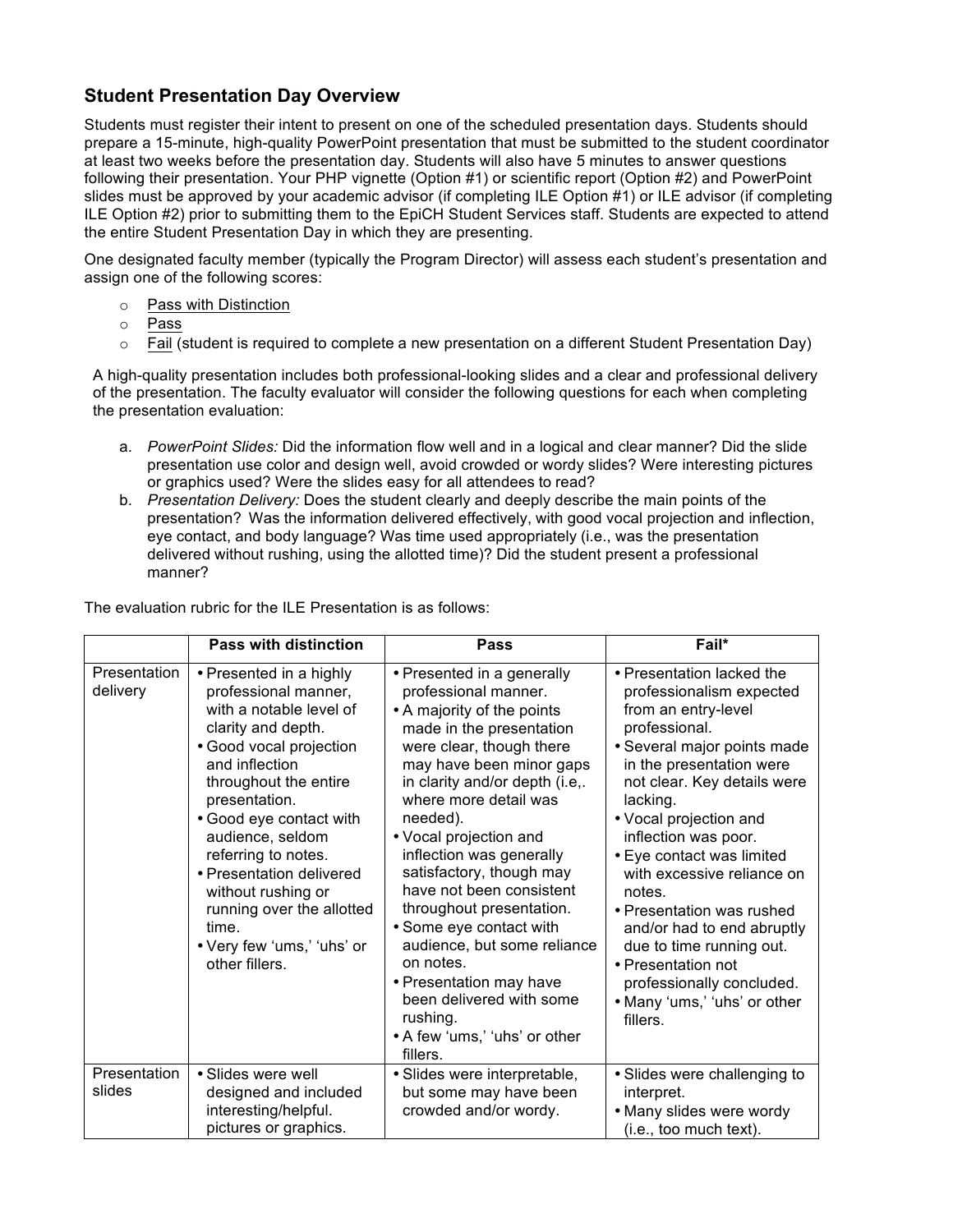## Student Presentation Day Overview

Students must register their intent to present on one of the scheduled presentation days. Students should prepare a 15-minute, high-quality PowerPoint presentation that must be submitted to the student coordinator at least two weeks before the presentation day. Students will also have 5 minutes to answer questions following their presentation. Your PHP vignette (Option #1) or scientific report (Option #2) and PowerPoint slides must be approved by your academic advisor (if completing ILE Option #1) or ILE advisor (if completing ILE Option #2) prior to submitting them to the EpiCH Student Services staff. Students are expected to attend the entire Student Presentation Day in which they are presenting.

One designated faculty member (typically the Program Director) will assess each student's presentation and assign one of the following scores:

- Pass with Distinction
- Pass
- Fail (student is required to complete a new presentation on a different Student Presentation Day)

A high-quality presentation includes both professional-looking slides and a clear and professional delivery of the presentation. The faculty evaluator will consider the following questions for each when completing the presentation evaluation:

a. *PowerPoint Slides:* Did the information flow well and in a logical and clear manner? Did the slide presentation use color and design well, avoid crowded or wordy slides? Were interesting pictures or graphics used? Were the slides easy for all attendees to read?
b. *Presentation Delivery:* Does the student clearly and deeply describe the main points of the presentation? Was the information delivered effectively, with good vocal projection and inflection, eye contact, and body language? Was time used appropriately (i.e., was the presentation delivered without rushing, using the allotted time)? Did the student present a professional manner?

The evaluation rubric for the ILE Presentation is as follows:

| | Pass with distinction | Pass | Fail* |
|---|---|---|---|
| Presentation delivery | • Presented in a highly professional manner, with a notable level of clarity and depth.<br>• Good vocal projection and inflection throughout the entire presentation.<br>• Good eye contact with audience, seldom referring to notes.<br>• Presentation delivered without rushing or running over the allotted time.<br>• Very few 'ums,' 'uhs' or other fillers. | • Presented in a generally professional manner.<br>• A majority of the points made in the presentation were clear, though there may have been minor gaps in clarity and/or depth (i.e,. where more detail was needed).<br>• Vocal projection and inflection was generally satisfactory, though may have not been consistent throughout presentation.<br>• Some eye contact with audience, but some reliance on notes.<br>• Presentation may have been delivered with some rushing.<br>• A few 'ums,' 'uhs' or other fillers. | • Presentation lacked the professionalism expected from an entry-level professional.<br>• Several major points made in the presentation were not clear. Key details were lacking.<br>• Vocal projection and inflection was poor.<br>• Eye contact was limited with excessive reliance on notes.<br>• Presentation was rushed and/or had to end abruptly due to time running out.<br>• Presentation not professionally concluded.<br>• Many 'ums,' 'uhs' or other fillers. |
| Presentation slides | • Slides were well designed and included interesting/helpful. pictures or graphics. | • Slides were interpretable, but some may have been crowded and/or wordy. | • Slides were challenging to interpret.<br>• Many slides were wordy (i.e., too much text). |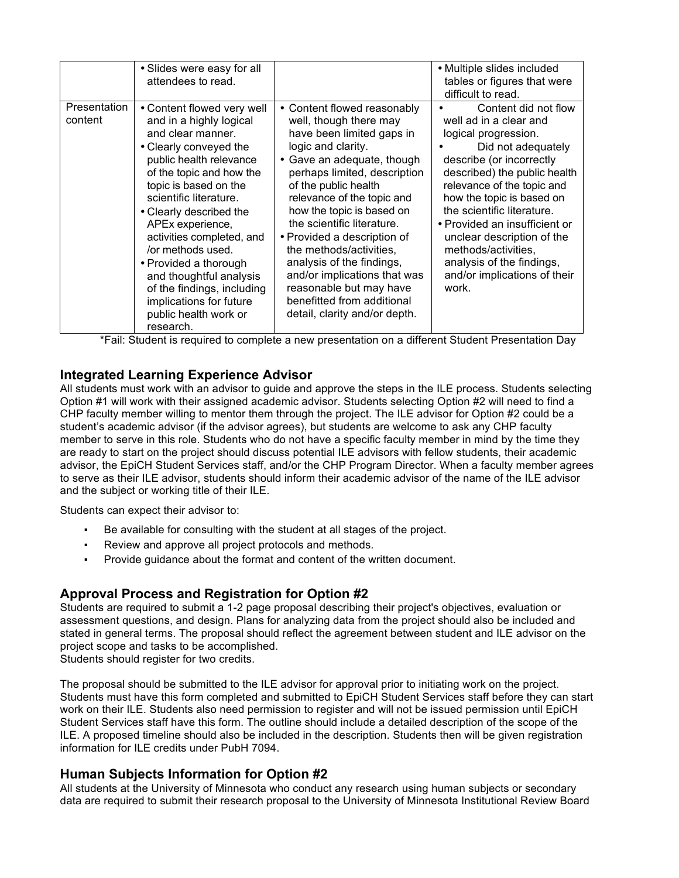| | | | |
|---|---|---|---|
| | • Slides were easy for all attendees to read. | | • Multiple slides included tables or figures that were difficult to read. |
| Presentation content | • Content flowed very well and in a highly logical and clear manner.<br>• Clearly conveyed the public health relevance of the topic and how the topic is based on the scientific literature.<br>• Clearly described the APEx experience, activities completed, and /or methods used.<br>• Provided a thorough and thoughtful analysis of the findings, including implications for future public health work or research. | • Content flowed reasonably well, though there may have been limited gaps in logic and clarity.<br>• Gave an adequate, though perhaps limited, description of the public health relevance of the topic and how the topic is based on the scientific literature.<br>• Provided a description of the methods/activities, analysis of the findings, and/or implications that was reasonable but may have benefitted from additional detail, clarity and/or depth. | • Content did not flow well ad in a clear and logical progression.<br>• Did not adequately describe (or incorrectly described) the public health relevance of the topic and how the topic is based on the scientific literature.<br>• Provided an insufficient or unclear description of the methods/activities, analysis of the findings, and/or implications of their work. |

*Fail: Student is required to complete a new presentation on a different Student Presentation Day

## Integrated Learning Experience Advisor

All students must work with an advisor to guide and approve the steps in the ILE process. Students selecting Option #1 will work with their assigned academic advisor. Students selecting Option #2 will need to find a CHP faculty member willing to mentor them through the project. The ILE advisor for Option #2 could be a student's academic advisor (if the advisor agrees), but students are welcome to ask any CHP faculty member to serve in this role. Students who do not have a specific faculty member in mind by the time they are ready to start on the project should discuss potential ILE advisors with fellow students, their academic advisor, the EpiCH Student Services staff, and/or the CHP Program Director. When a faculty member agrees to serve as their ILE advisor, students should inform their academic advisor of the name of the ILE advisor and the subject or working title of their ILE.

Students can expect their advisor to:

- Be available for consulting with the student at all stages of the project.
- Review and approve all project protocols and methods.
- Provide guidance about the format and content of the written document.

## Approval Process and Registration for Option #2

Students are required to submit a 1-2 page proposal describing their project's objectives, evaluation or assessment questions, and design. Plans for analyzing data from the project should also be included and stated in general terms. The proposal should reflect the agreement between student and ILE advisor on the project scope and tasks to be accomplished.
Students should register for two credits.

The proposal should be submitted to the ILE advisor for approval prior to initiating work on the project. Students must have this form completed and submitted to EpiCH Student Services staff before they can start work on their ILE. Students also need permission to register and will not be issued permission until EpiCH Student Services staff have this form. The outline should include a detailed description of the scope of the ILE. A proposed timeline should also be included in the description. Students then will be given registration information for ILE credits under PubH 7094.

## Human Subjects Information for Option #2

All students at the University of Minnesota who conduct any research using human subjects or secondary data are required to submit their research proposal to the University of Minnesota Institutional Review Board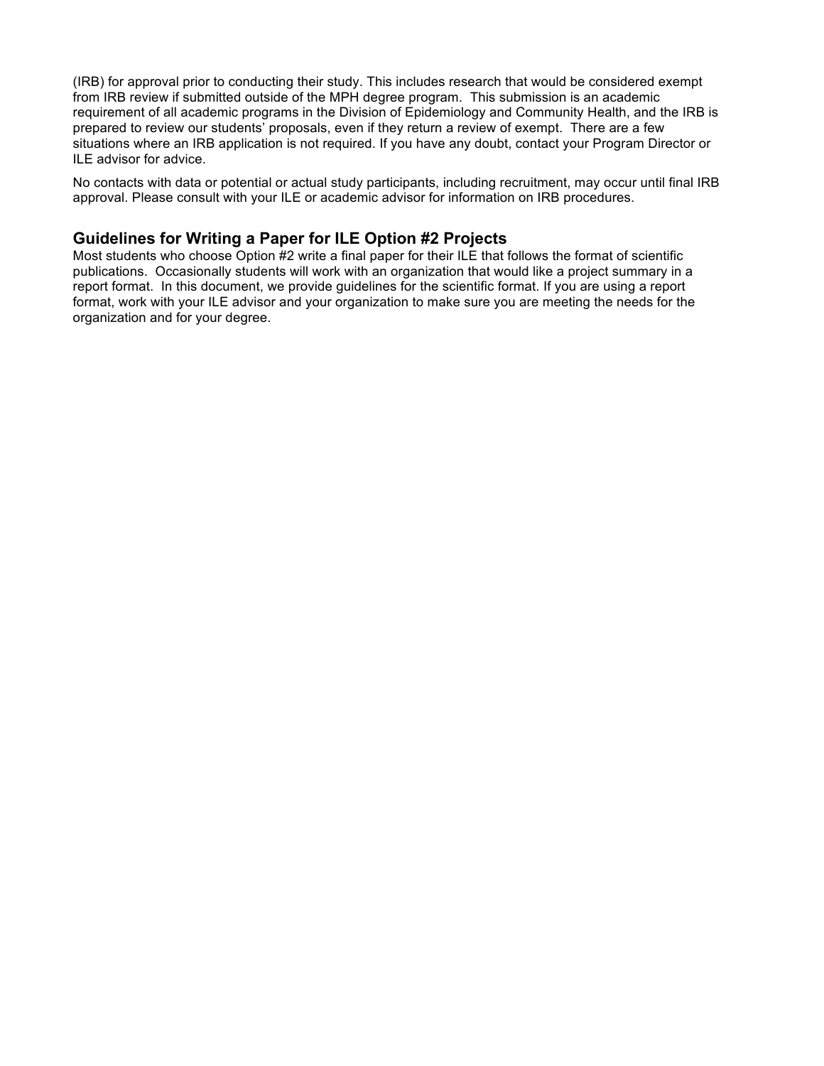(IRB) for approval prior to conducting their study. This includes research that would be considered exempt from IRB review if submitted outside of the MPH degree program. This submission is an academic requirement of all academic programs in the Division of Epidemiology and Community Health, and the IRB is prepared to review our students' proposals, even if they return a review of exempt. There are a few situations where an IRB application is not required. If you have any doubt, contact your Program Director or ILE advisor for advice.

No contacts with data or potential or actual study participants, including recruitment, may occur until final IRB approval. Please consult with your ILE or academic advisor for information on IRB procedures.

## Guidelines for Writing a Paper for ILE Option #2 Projects

Most students who choose Option #2 write a final paper for their ILE that follows the format of scientific publications. Occasionally students will work with an organization that would like a project summary in a report format. In this document, we provide guidelines for the scientific format. If you are using a report format, work with your ILE advisor and your organization to make sure you are meeting the needs for the organization and for your degree.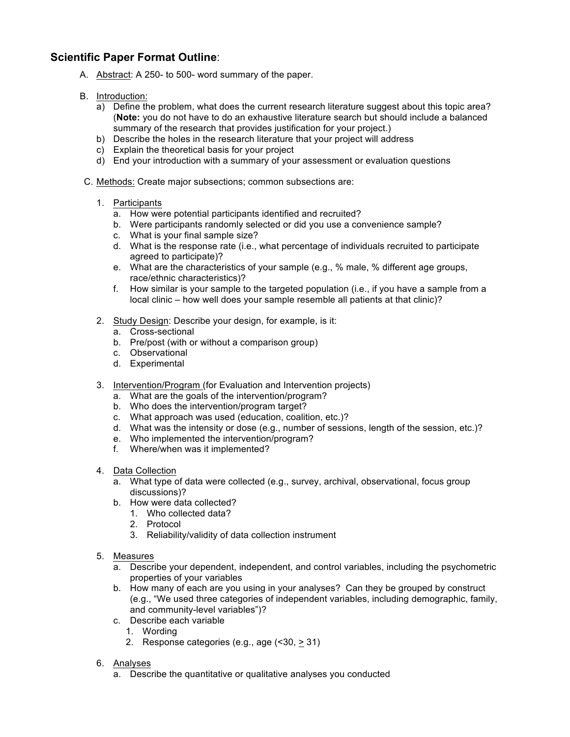## **Scientific Paper Format Outline**:

A. <u>Abstract</u>: A 250- to 500- word summary of the paper.

B. <u>Introduction:</u>
   a) Define the problem, what does the current research literature suggest about this topic area? (**Note:** you do not have to do an exhaustive literature search but should include a balanced summary of the research that provides justification for your project.)
   b) Describe the holes in the research literature that your project will address
   c) Explain the theoretical basis for your project
   d) End your introduction with a summary of your assessment or evaluation questions

C. <u>Methods:</u> Create major subsections; common subsections are:

   1. <u>Participants</u>
      a. How were potential participants identified and recruited?
      b. Were participants randomly selected or did you use a convenience sample?
      c. What is your final sample size?
      d. What is the response rate (i.e., what percentage of individuals recruited to participate agreed to participate)?
      e. What are the characteristics of your sample (e.g., % male, % different age groups, race/ethnic characteristics)?
      f. How similar is your sample to the targeted population (i.e., if you have a sample from a local clinic – how well does your sample resemble all patients at that clinic)?

   2. <u>Study Design</u>: Describe your design, for example, is it:
      a. Cross-sectional
      b. Pre/post (with or without a comparison group)
      c. Observational
      d. Experimental

   3. <u>Intervention/Program</u> (for Evaluation and Intervention projects)
      a. What are the goals of the intervention/program?
      b. Who does the intervention/program target?
      c. What approach was used (education, coalition, etc.)?
      d. What was the intensity or dose (e.g., number of sessions, length of the session, etc.)?
      e. Who implemented the intervention/program?
      f. Where/when was it implemented?

   4. <u>Data Collection</u>
      a. What type of data were collected (e.g., survey, archival, observational, focus group discussions)?
      b. How were data collected?
         1. Who collected data?
         2. Protocol
         3. Reliability/validity of data collection instrument

   5. <u>Measures</u>
      a. Describe your dependent, independent, and control variables, including the psychometric properties of your variables
      b. How many of each are you using in your analyses? Can they be grouped by construct (e.g., "We used three categories of independent variables, including demographic, family, and community-level variables")?
      c. Describe each variable
         1. Wording
         2. Response categories (e.g., age (<30, ≥ 31)

   6. <u>Analyses</u>
      a. Describe the quantitative or qualitative analyses you conducted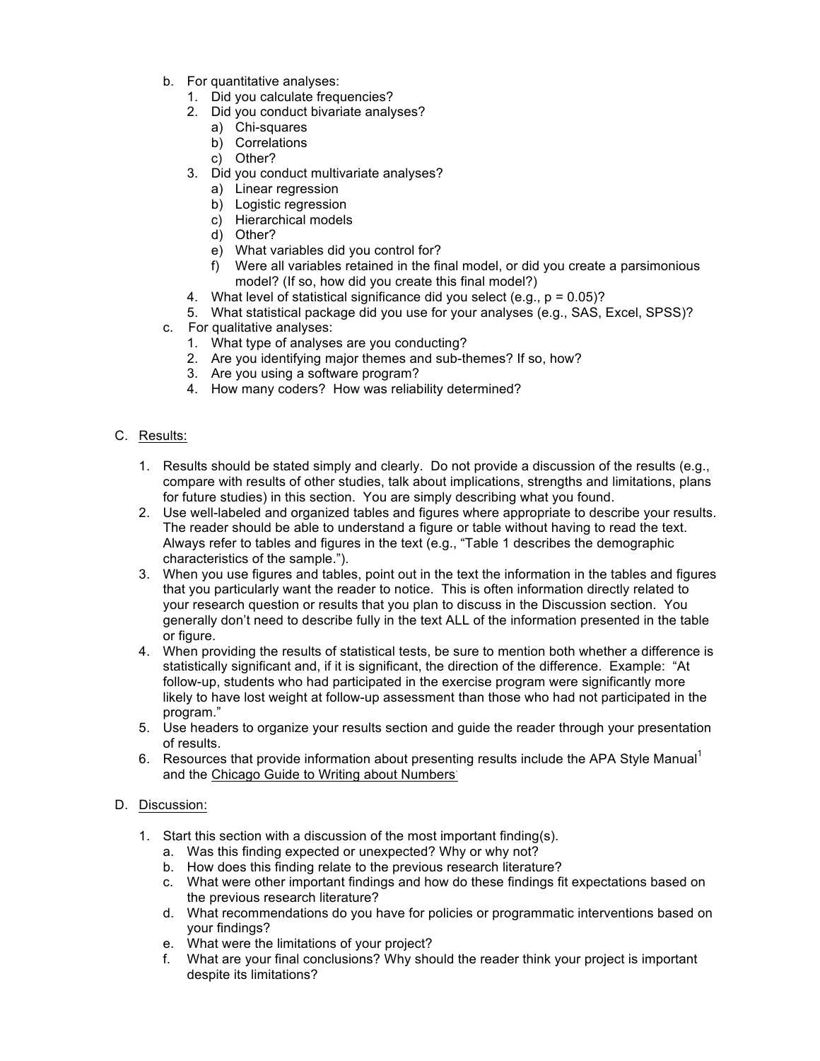b. For quantitative analyses:
   1. Did you calculate frequencies?
   2. Did you conduct bivariate analyses?
      a) Chi-squares
      b) Correlations
      c) Other?
   3. Did you conduct multivariate analyses?
      a) Linear regression
      b) Logistic regression
      c) Hierarchical models
      d) Other?
      e) What variables did you control for?
      f) Were all variables retained in the final model, or did you create a parsimonious model? (If so, how did you create this final model?)
   4. What level of statistical significance did you select (e.g., $p = 0.05$)?
   5. What statistical package did you use for your analyses (e.g., SAS, Excel, SPSS)?

c. For qualitative analyses:
   1. What type of analyses are you conducting?
   2. Are you identifying major themes and sub-themes? If so, how?
   3. Are you using a software program?
   4. How many coders? How was reliability determined?

C. Results:

1. Results should be stated simply and clearly. Do not provide a discussion of the results (e.g., compare with results of other studies, talk about implications, strengths and limitations, plans for future studies) in this section. You are simply describing what you found.
2. Use well-labeled and organized tables and figures where appropriate to describe your results. The reader should be able to understand a figure or table without having to read the text. Always refer to tables and figures in the text (e.g., "Table 1 describes the demographic characteristics of the sample.").
3. When you use figures and tables, point out in the text the information in the tables and figures that you particularly want the reader to notice. This is often information directly related to your research question or results that you plan to discuss in the Discussion section. You generally don't need to describe fully in the text ALL of the information presented in the table or figure.
4. When providing the results of statistical tests, be sure to mention both whether a difference is statistically significant and, if it is significant, the direction of the difference. Example: "At follow-up, students who had participated in the exercise program were significantly more likely to have lost weight at follow-up assessment than those who had not participated in the program."
5. Use headers to organize your results section and guide the reader through your presentation of results.
6. Resources that provide information about presenting results include the APA Style Manual[1] and the Chicago Guide to Writing about Numbers

D. Discussion:

1. Start this section with a discussion of the most important finding(s).
   a. Was this finding expected or unexpected? Why or why not?
   b. How does this finding relate to the previous research literature?
   c. What were other important findings and how do these findings fit expectations based on the previous research literature?
   d. What recommendations do you have for policies or programmatic interventions based on your findings?
   e. What were the limitations of your project?
   f. What are your final conclusions? Why should the reader think your project is important despite its limitations?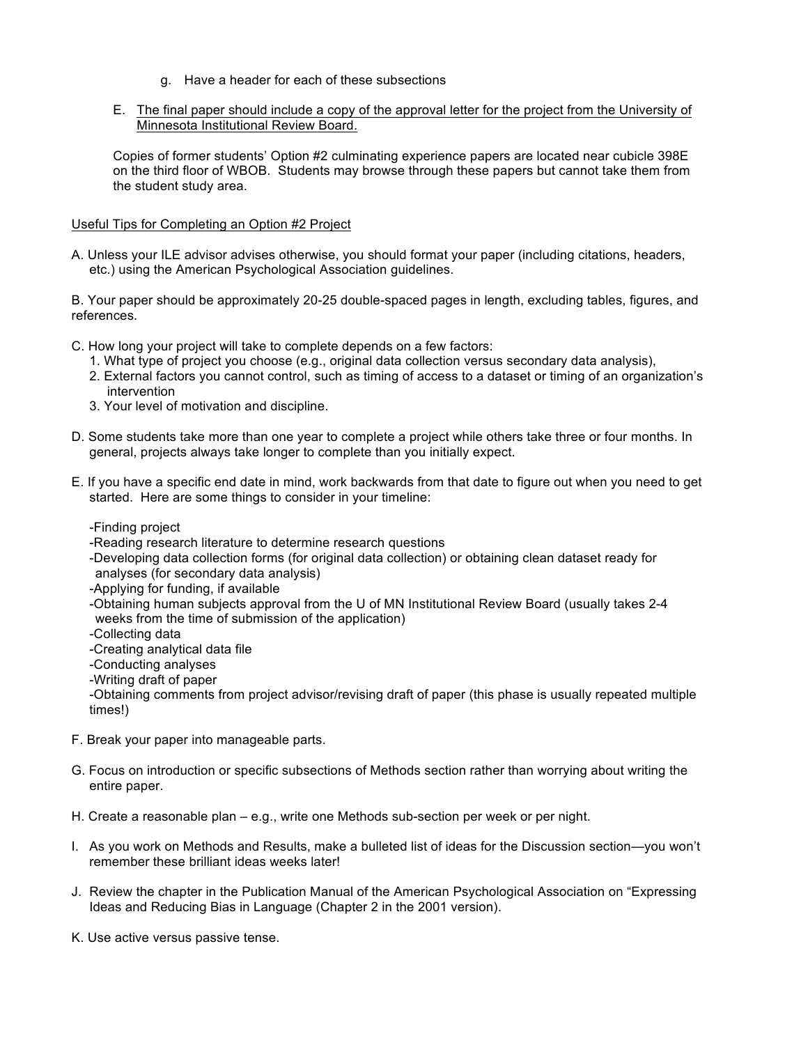g. Have a header for each of these subsections

E. <u>The final paper should include a copy of the approval letter for the project from the University of Minnesota Institutional Review Board.</u>

Copies of former students' Option #2 culminating experience papers are located near cubicle 398E on the third floor of WBOB. Students may browse through these papers but cannot take them from the student study area.

<u>Useful Tips for Completing an Option #2 Project</u>

A. Unless your ILE advisor advises otherwise, you should format your paper (including citations, headers, etc.) using the American Psychological Association guidelines.

B. Your paper should be approximately 20-25 double-spaced pages in length, excluding tables, figures, and references.

C. How long your project will take to complete depends on a few factors:
   1. What type of project you choose (e.g., original data collection versus secondary data analysis),
   2. External factors you cannot control, such as timing of access to a dataset or timing of an organization's intervention
   3. Your level of motivation and discipline.

D. Some students take more than one year to complete a project while others take three or four months. In general, projects always take longer to complete than you initially expect.

E. If you have a specific end date in mind, work backwards from that date to figure out when you need to get started. Here are some things to consider in your timeline:

   -Finding project
   -Reading research literature to determine research questions
   -Developing data collection forms (for original data collection) or obtaining clean dataset ready for analyses (for secondary data analysis)
   -Applying for funding, if available
   -Obtaining human subjects approval from the U of MN Institutional Review Board (usually takes 2-4 weeks from the time of submission of the application)
   -Collecting data
   -Creating analytical data file
   -Conducting analyses
   -Writing draft of paper
   -Obtaining comments from project advisor/revising draft of paper (this phase is usually repeated multiple times!)

F. Break your paper into manageable parts.

G. Focus on introduction or specific subsections of Methods section rather than worrying about writing the entire paper.

H. Create a reasonable plan – e.g., write one Methods sub-section per week or per night.

I. As you work on Methods and Results, make a bulleted list of ideas for the Discussion section—you won't remember these brilliant ideas weeks later!

J. Review the chapter in the Publication Manual of the American Psychological Association on "Expressing Ideas and Reducing Bias in Language (Chapter 2 in the 2001 version).

K. Use active versus passive tense.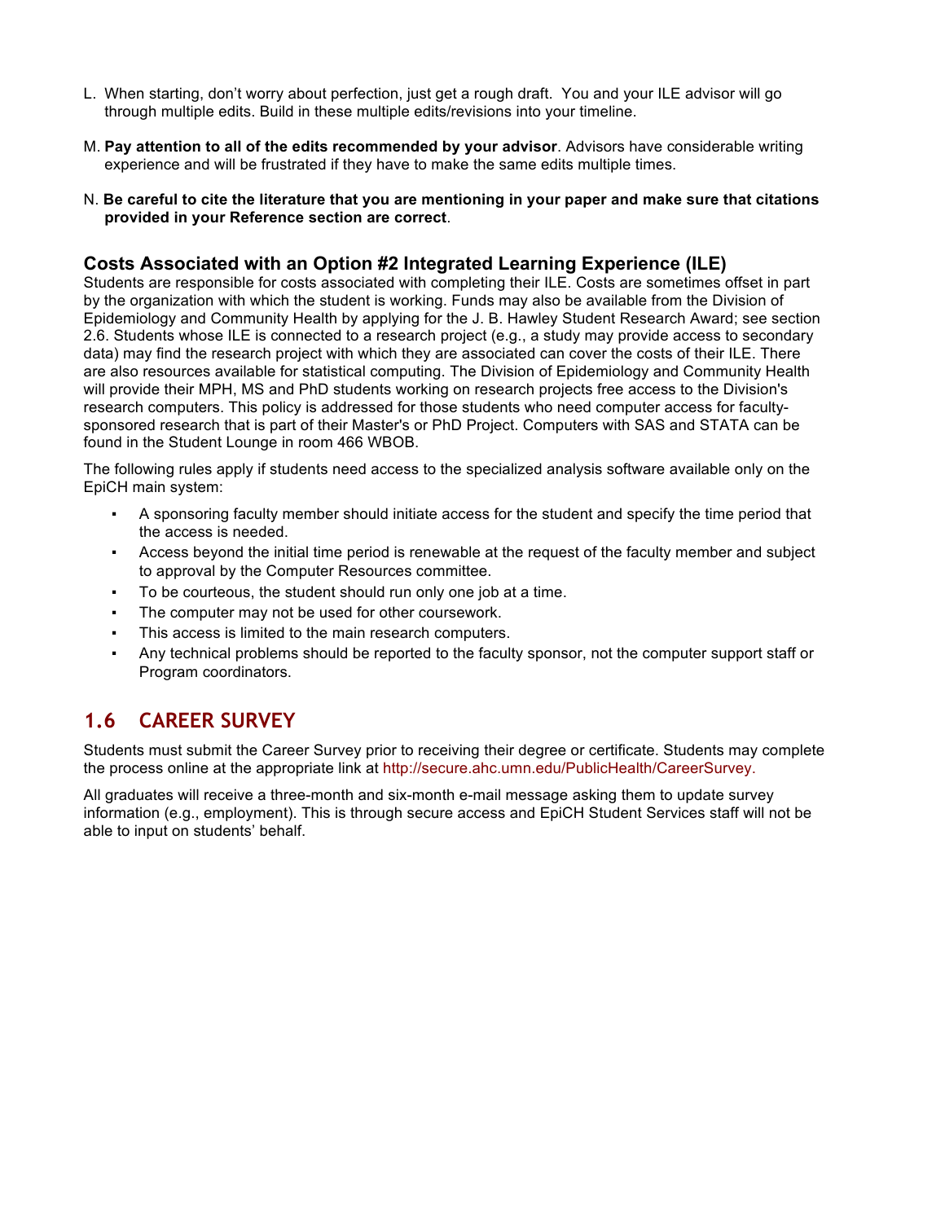L. When starting, don't worry about perfection, just get a rough draft. You and your ILE advisor will go through multiple edits. Build in these multiple edits/revisions into your timeline.

M. **Pay attention to all of the edits recommended by your advisor**. Advisors have considerable writing experience and will be frustrated if they have to make the same edits multiple times.

N. **Be careful to cite the literature that you are mentioning in your paper and make sure that citations provided in your Reference section are correct**.

### Costs Associated with an Option #2 Integrated Learning Experience (ILE)

Students are responsible for costs associated with completing their ILE. Costs are sometimes offset in part by the organization with which the student is working. Funds may also be available from the Division of Epidemiology and Community Health by applying for the J. B. Hawley Student Research Award; see section 2.6. Students whose ILE is connected to a research project (e.g., a study may provide access to secondary data) may find the research project with which they are associated can cover the costs of their ILE. There are also resources available for statistical computing. The Division of Epidemiology and Community Health will provide their MPH, MS and PhD students working on research projects free access to the Division's research computers. This policy is addressed for those students who need computer access for faculty-sponsored research that is part of their Master's or PhD Project. Computers with SAS and STATA can be found in the Student Lounge in room 466 WBOB.

The following rules apply if students need access to the specialized analysis software available only on the EpiCH main system:

- A sponsoring faculty member should initiate access for the student and specify the time period that the access is needed.
- Access beyond the initial time period is renewable at the request of the faculty member and subject to approval by the Computer Resources committee.
- To be courteous, the student should run only one job at a time.
- The computer may not be used for other coursework.
- This access is limited to the main research computers.
- Any technical problems should be reported to the faculty sponsor, not the computer support staff or Program coordinators.

## 1.6 CAREER SURVEY

Students must submit the Career Survey prior to receiving their degree or certificate. Students may complete the process online at the appropriate link at http://secure.ahc.umn.edu/PublicHealth/CareerSurvey.

All graduates will receive a three-month and six-month e-mail message asking them to update survey information (e.g., employment). This is through secure access and EpiCH Student Services staff will not be able to input on students' behalf.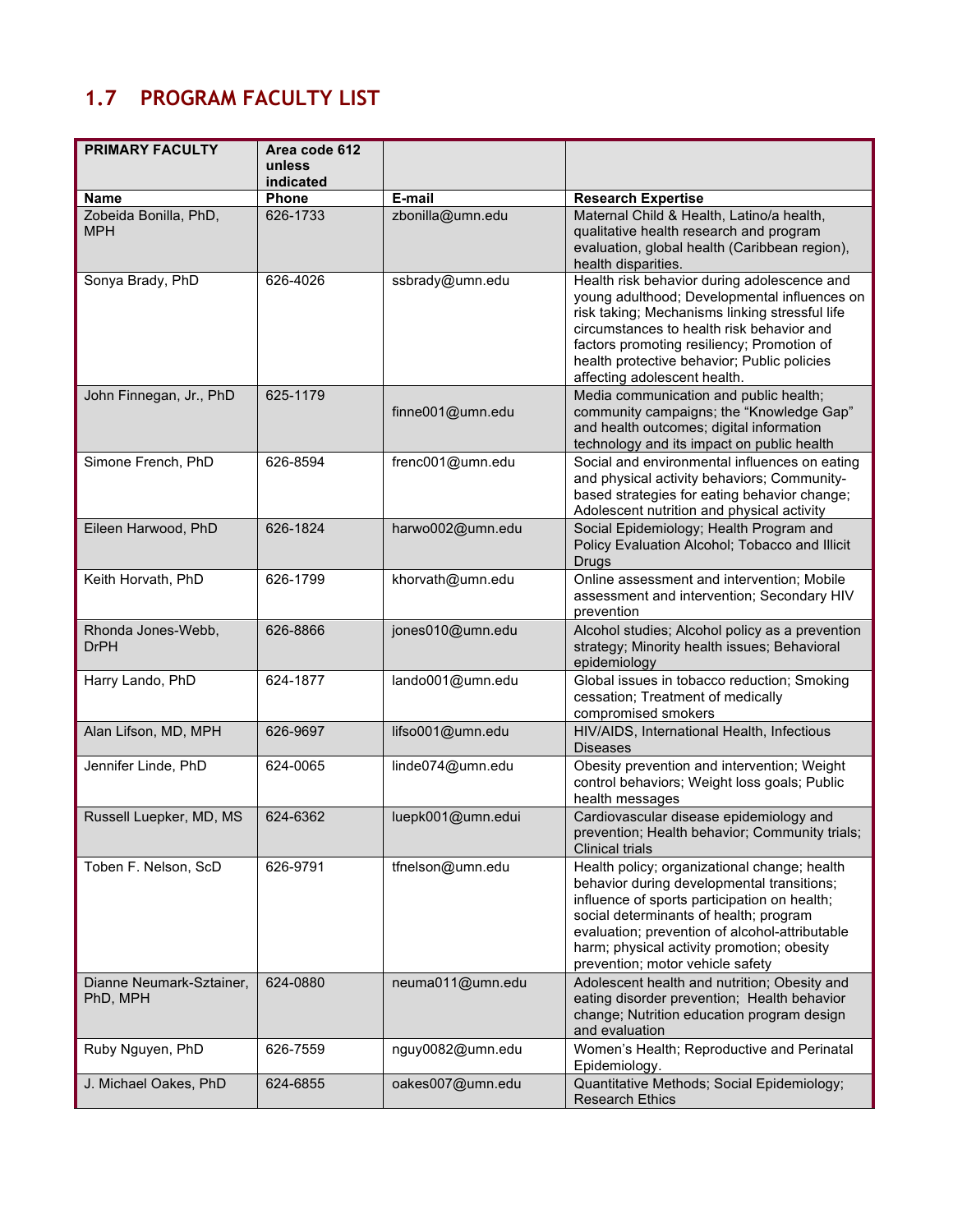## 1.7 PROGRAM FACULTY LIST

| PRIMARY FACULTY | Area code 612 unless indicated | | |
|---|---|---|---|
| **Name** | **Phone** | **E-mail** | **Research Expertise** |
| Zobeida Bonilla, PhD, MPH | 626-1733 | zbonilla@umn.edu | Maternal Child & Health, Latino/a health, qualitative health research and program evaluation, global health (Caribbean region), health disparities. |
| Sonya Brady, PhD | 626-4026 | ssbrady@umn.edu | Health risk behavior during adolescence and young adulthood; Developmental influences on risk taking; Mechanisms linking stressful life circumstances to health risk behavior and factors promoting resiliency; Promotion of health protective behavior; Public policies affecting adolescent health. |
| John Finnegan, Jr., PhD | 625-1179 | finne001@umn.edu | Media communication and public health; community campaigns; the "Knowledge Gap" and health outcomes; digital information technology and its impact on public health |
| Simone French, PhD | 626-8594 | frenc001@umn.edu | Social and environmental influences on eating and physical activity behaviors; Community-based strategies for eating behavior change; Adolescent nutrition and physical activity |
| Eileen Harwood, PhD | 626-1824 | harwo002@umn.edu | Social Epidemiology; Health Program and Policy Evaluation Alcohol; Tobacco and Illicit Drugs |
| Keith Horvath, PhD | 626-1799 | khorvath@umn.edu | Online assessment and intervention; Mobile assessment and intervention; Secondary HIV prevention |
| Rhonda Jones-Webb, DrPH | 626-8866 | jones010@umn.edu | Alcohol studies; Alcohol policy as a prevention strategy; Minority health issues; Behavioral epidemiology |
| Harry Lando, PhD | 624-1877 | lando001@umn.edu | Global issues in tobacco reduction; Smoking cessation; Treatment of medically compromised smokers |
| Alan Lifson, MD, MPH | 626-9697 | lifso001@umn.edu | HIV/AIDS, International Health, Infectious Diseases |
| Jennifer Linde, PhD | 624-0065 | linde074@umn.edu | Obesity prevention and intervention; Weight control behaviors; Weight loss goals; Public health messages |
| Russell Luepker, MD, MS | 624-6362 | luepk001@umn.edui | Cardiovascular disease epidemiology and prevention; Health behavior; Community trials; Clinical trials |
| Toben F. Nelson, ScD | 626-9791 | tfnelson@umn.edu | Health policy; organizational change; health behavior during developmental transitions; influence of sports participation on health; social determinants of health; program evaluation; prevention of alcohol-attributable harm; physical activity promotion; obesity prevention; motor vehicle safety |
| Dianne Neumark-Sztainer, PhD, MPH | 624-0880 | neuma011@umn.edu | Adolescent health and nutrition; Obesity and eating disorder prevention; Health behavior change; Nutrition education program design and evaluation |
| Ruby Nguyen, PhD | 626-7559 | nguy0082@umn.edu | Women's Health; Reproductive and Perinatal Epidemiology. |
| J. Michael Oakes, PhD | 624-6855 | oakes007@umn.edu | Quantitative Methods; Social Epidemiology; Research Ethics |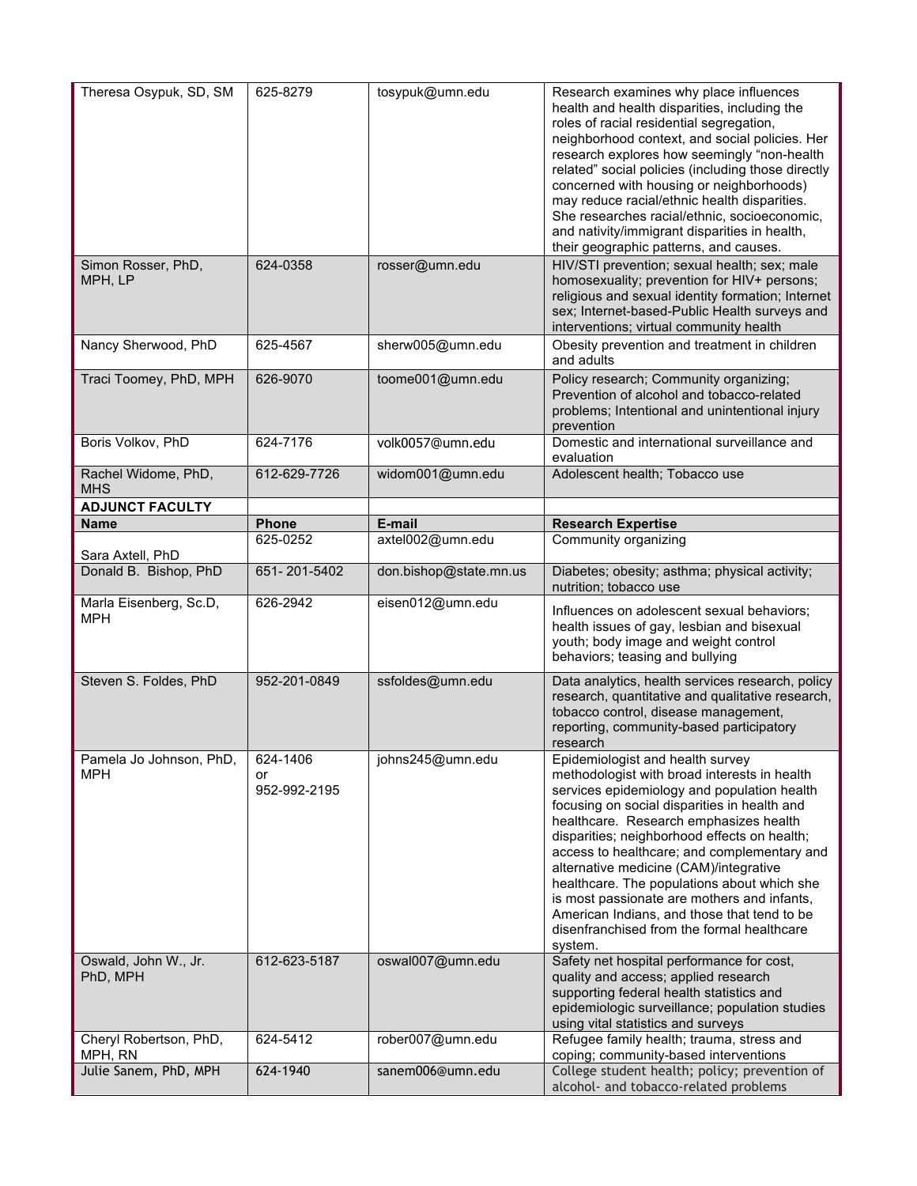| | | | |
|---|---|---|---|
| Theresa Osypuk, SD, SM | 625-8279 | tosypuk@umn.edu | Research examines why place influences health and health disparities, including the roles of racial residential segregation, neighborhood context, and social policies. Her research explores how seemingly “non-health related” social policies (including those directly concerned with housing or neighborhoods) may reduce racial/ethnic health disparities. She researches racial/ethnic, socioeconomic, and nativity/immigrant disparities in health, their geographic patterns, and causes. |
| Simon Rosser, PhD, MPH, LP | 624-0358 | rosser@umn.edu | HIV/STI prevention; sexual health; sex; male homosexuality; prevention for HIV+ persons; religious and sexual identity formation; Internet sex; Internet-based-Public Health surveys and interventions; virtual community health |
| Nancy Sherwood, PhD | 625-4567 | sherw005@umn.edu | Obesity prevention and treatment in children and adults |
| Traci Toomey, PhD, MPH | 626-9070 | toome001@umn.edu | Policy research; Community organizing; Prevention of alcohol and tobacco-related problems; Intentional and unintentional injury prevention |
| Boris Volkov, PhD | 624-7176 | volk0057@umn.edu | Domestic and international surveillance and evaluation |
| Rachel Widome, PhD, MHS | 612-629-7726 | widom001@umn.edu | Adolescent health; Tobacco use |
| **ADJUNCT FACULTY** | | | |
| **Name** | **Phone** | **E-mail** | **Research Expertise** |
| Sara Axtell, PhD | 625-0252 | axtel002@umn.edu | Community organizing |
| Donald B. Bishop, PhD | 651- 201-5402 | don.bishop@state.mn.us | Diabetes; obesity; asthma; physical activity; nutrition; tobacco use |
| Marla Eisenberg, Sc.D, MPH | 626-2942 | eisen012@umn.edu | Influences on adolescent sexual behaviors; health issues of gay, lesbian and bisexual youth; body image and weight control behaviors; teasing and bullying |
| Steven S. Foldes, PhD | 952-201-0849 | ssfoldes@umn.edu | Data analytics, health services research, policy research, quantitative and qualitative research, tobacco control, disease management, reporting, community-based participatory research |
| Pamela Jo Johnson, PhD, MPH | 624-1406 or 952-992-2195 | johns245@umn.edu | Epidemiologist and health survey methodologist with broad interests in health services epidemiology and population health focusing on social disparities in health and healthcare. Research emphasizes health disparities; neighborhood effects on health; access to healthcare; and complementary and alternative medicine (CAM)/integrative healthcare. The populations about which she is most passionate are mothers and infants, American Indians, and those that tend to be disenfranchised from the formal healthcare system. |
| Oswald, John W., Jr. PhD, MPH | 612-623-5187 | oswal007@umn.edu | Safety net hospital performance for cost, quality and access; applied research supporting federal health statistics and epidemiologic surveillance; population studies using vital statistics and surveys |
| Cheryl Robertson, PhD, MPH, RN | 624-5412 | rober007@umn.edu | Refugee family health; trauma, stress and coping; community-based interventions |
| Julie Sanem, PhD, MPH | 624-1940 | sanem006@umn.edu | College student health; policy; prevention of alcohol- and tobacco-related problems |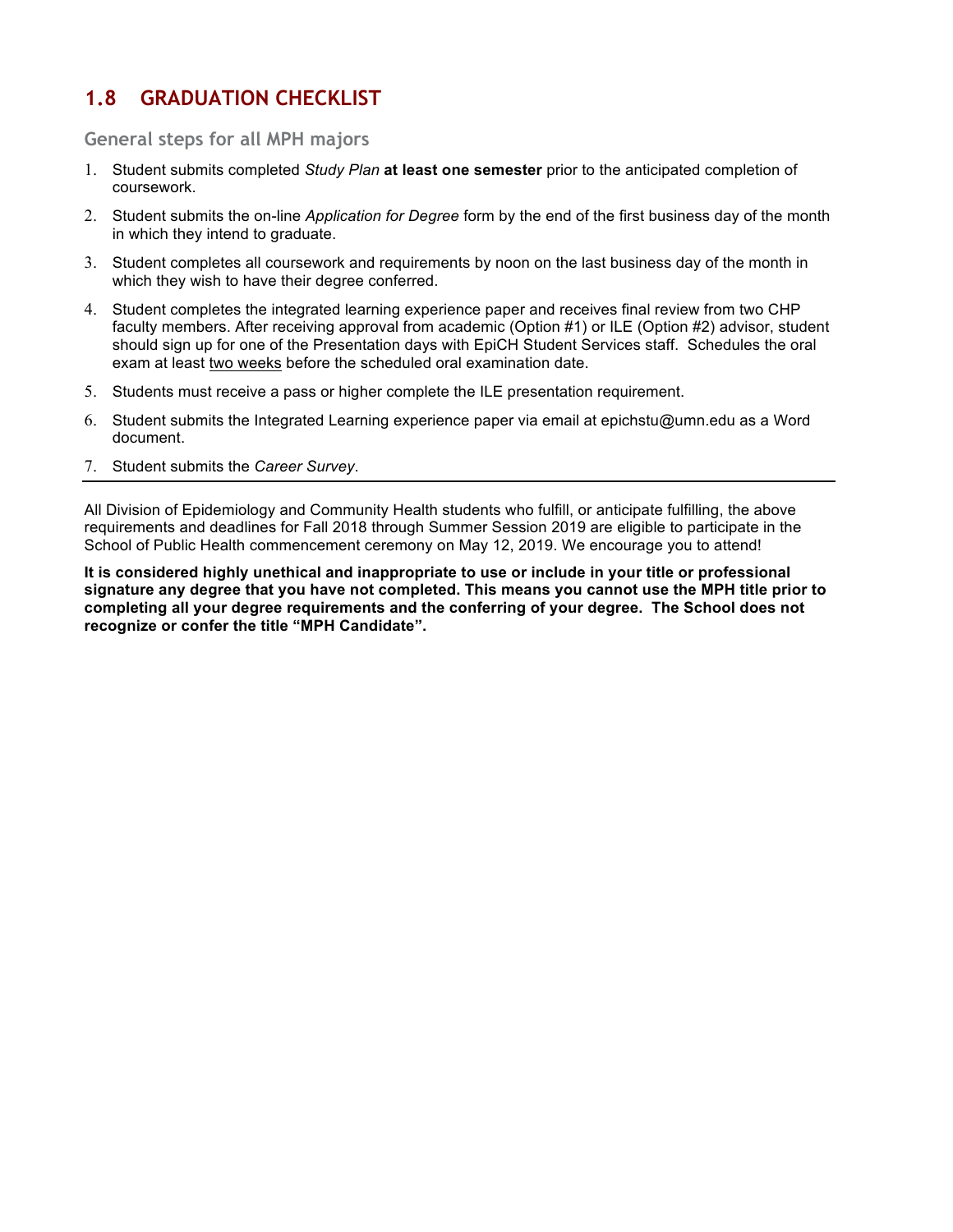## 1.8 GRADUATION CHECKLIST

### General steps for all MPH majors

1. Student submits completed *Study Plan* **at least one semester** prior to the anticipated completion of coursework.
2. Student submits the on-line *Application for Degree* form by the end of the first business day of the month in which they intend to graduate.
3. Student completes all coursework and requirements by noon on the last business day of the month in which they wish to have their degree conferred.
4. Student completes the integrated learning experience paper and receives final review from two CHP faculty members. After receiving approval from academic (Option #1) or ILE (Option #2) advisor, student should sign up for one of the Presentation days with EpiCH Student Services staff. Schedules the oral exam at least <u>two weeks</u> before the scheduled oral examination date.
5. Students must receive a pass or higher complete the ILE presentation requirement.
6. Student submits the Integrated Learning experience paper via email at epichstu@umn.edu as a Word document.
7. Student submits the *Career Survey*.

---

All Division of Epidemiology and Community Health students who fulfill, or anticipate fulfilling, the above requirements and deadlines for Fall 2018 through Summer Session 2019 are eligible to participate in the School of Public Health commencement ceremony on May 12, 2019. We encourage you to attend!

**It is considered highly unethical and inappropriate to use or include in your title or professional signature any degree that you have not completed. This means you cannot use the MPH title prior to completing all your degree requirements and the conferring of your degree. The School does not recognize or confer the title "MPH Candidate".**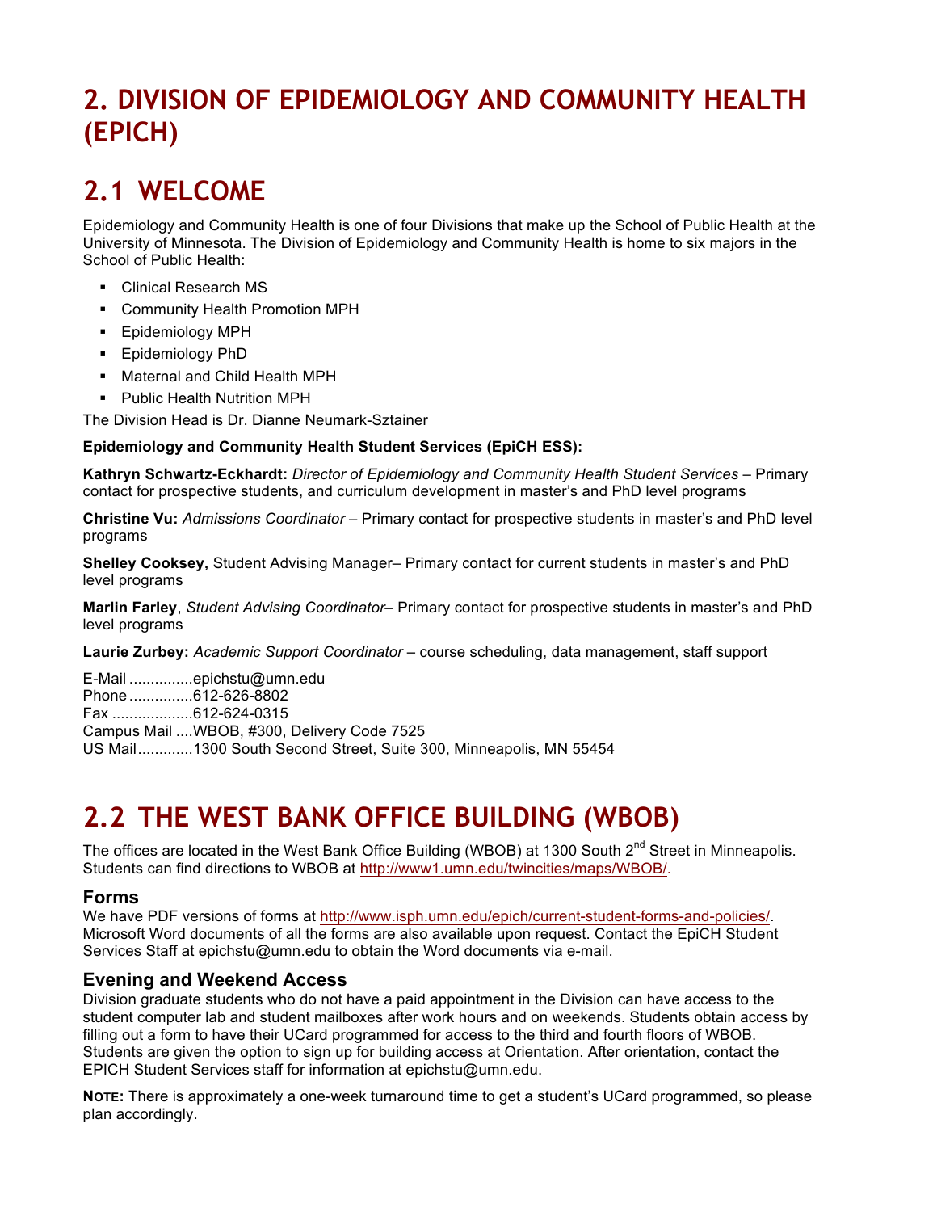# 2. DIVISION OF EPIDEMIOLOGY AND COMMUNITY HEALTH (EPICH)

## 2.1 WELCOME

Epidemiology and Community Health is one of four Divisions that make up the School of Public Health at the University of Minnesota. The Division of Epidemiology and Community Health is home to six majors in the School of Public Health:

- Clinical Research MS
- Community Health Promotion MPH
- Epidemiology MPH
- Epidemiology PhD
- Maternal and Child Health MPH
- Public Health Nutrition MPH

The Division Head is Dr. Dianne Neumark-Sztainer

**Epidemiology and Community Health Student Services (EpiCH ESS):**

**Kathryn Schwartz-Eckhardt:** *Director of Epidemiology and Community Health Student Services* – Primary contact for prospective students, and curriculum development in master's and PhD level programs

**Christine Vu:** *Admissions Coordinator* – Primary contact for prospective students in master's and PhD level programs

**Shelley Cooksey,** Student Advising Manager– Primary contact for current students in master's and PhD level programs

**Marlin Farley**, *Student Advising Coordinator*– Primary contact for prospective students in master's and PhD level programs

**Laurie Zurbey:** *Academic Support Coordinator* – course scheduling, data management, staff support

E-Mail ...............epichstu@umn.edu
Phone ...............612-626-8802
Fax ...................612-624-0315
Campus Mail ....WBOB, #300, Delivery Code 7525
US Mail.............1300 South Second Street, Suite 300, Minneapolis, MN 55454

## 2.2 THE WEST BANK OFFICE BUILDING (WBOB)

The offices are located in the West Bank Office Building (WBOB) at 1300 South 2nd Street in Minneapolis. Students can find directions to WBOB at http://www1.umn.edu/twincities/maps/WBOB/.

### Forms

We have PDF versions of forms at http://www.isph.umn.edu/epich/current-student-forms-and-policies/. Microsoft Word documents of all the forms are also available upon request. Contact the EpiCH Student Services Staff at epichstu@umn.edu to obtain the Word documents via e-mail.

### Evening and Weekend Access

Division graduate students who do not have a paid appointment in the Division can have access to the student computer lab and student mailboxes after work hours and on weekends. Students obtain access by filling out a form to have their UCard programmed for access to the third and fourth floors of WBOB. Students are given the option to sign up for building access at Orientation. After orientation, contact the EPICH Student Services staff for information at epichstu@umn.edu.

**NOTE:** There is approximately a one-week turnaround time to get a student's UCard programmed, so please plan accordingly.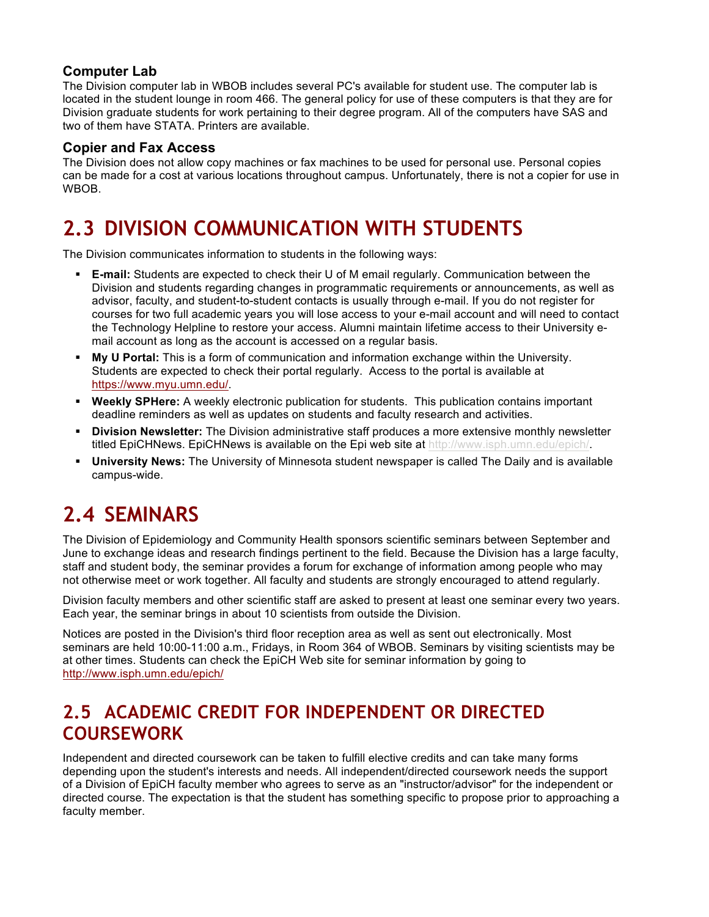### Computer Lab

The Division computer lab in WBOB includes several PC's available for student use. The computer lab is located in the student lounge in room 466. The general policy for use of these computers is that they are for Division graduate students for work pertaining to their degree program. All of the computers have SAS and two of them have STATA. Printers are available.

### Copier and Fax Access

The Division does not allow copy machines or fax machines to be used for personal use. Personal copies can be made for a cost at various locations throughout campus. Unfortunately, there is not a copier for use in WBOB.

## 2.3 DIVISION COMMUNICATION WITH STUDENTS

The Division communicates information to students in the following ways:

- **E-mail:** Students are expected to check their U of M email regularly. Communication between the Division and students regarding changes in programmatic requirements or announcements, as well as advisor, faculty, and student-to-student contacts is usually through e-mail. If you do not register for courses for two full academic years you will lose access to your e-mail account and will need to contact the Technology Helpline to restore your access. Alumni maintain lifetime access to their University e-mail account as long as the account is accessed on a regular basis.
- **My U Portal:** This is a form of communication and information exchange within the University. Students are expected to check their portal regularly. Access to the portal is available at https://www.myu.umn.edu/.
- **Weekly SPHere:** A weekly electronic publication for students. This publication contains important deadline reminders as well as updates on students and faculty research and activities.
- **Division Newsletter:** The Division administrative staff produces a more extensive monthly newsletter titled EpiCHNews. EpiCHNews is available on the Epi web site at http://www.isph.umn.edu/epich/.
- **University News:** The University of Minnesota student newspaper is called The Daily and is available campus-wide.

## 2.4 SEMINARS

The Division of Epidemiology and Community Health sponsors scientific seminars between September and June to exchange ideas and research findings pertinent to the field. Because the Division has a large faculty, staff and student body, the seminar provides a forum for exchange of information among people who may not otherwise meet or work together. All faculty and students are strongly encouraged to attend regularly.

Division faculty members and other scientific staff are asked to present at least one seminar every two years. Each year, the seminar brings in about 10 scientists from outside the Division.

Notices are posted in the Division's third floor reception area as well as sent out electronically. Most seminars are held 10:00-11:00 a.m., Fridays, in Room 364 of WBOB. Seminars by visiting scientists may be at other times. Students can check the EpiCH Web site for seminar information by going to http://www.isph.umn.edu/epich/

## 2.5 ACADEMIC CREDIT FOR INDEPENDENT OR DIRECTED COURSEWORK

Independent and directed coursework can be taken to fulfill elective credits and can take many forms depending upon the student's interests and needs. All independent/directed coursework needs the support of a Division of EpiCH faculty member who agrees to serve as an "instructor/advisor" for the independent or directed course. The expectation is that the student has something specific to propose prior to approaching a faculty member.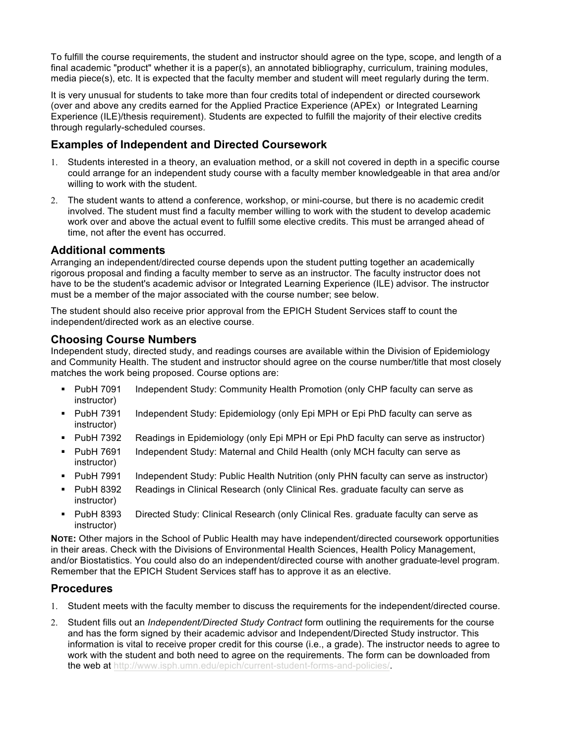To fulfill the course requirements, the student and instructor should agree on the type, scope, and length of a final academic "product" whether it is a paper(s), an annotated bibliography, curriculum, training modules, media piece(s), etc. It is expected that the faculty member and student will meet regularly during the term.

It is very unusual for students to take more than four credits total of independent or directed coursework (over and above any credits earned for the Applied Practice Experience (APEx) or Integrated Learning Experience (ILE)/thesis requirement). Students are expected to fulfill the majority of their elective credits through regularly-scheduled courses.

## Examples of Independent and Directed Coursework

1. Students interested in a theory, an evaluation method, or a skill not covered in depth in a specific course could arrange for an independent study course with a faculty member knowledgeable in that area and/or willing to work with the student.
2. The student wants to attend a conference, workshop, or mini-course, but there is no academic credit involved. The student must find a faculty member willing to work with the student to develop academic work over and above the actual event to fulfill some elective credits. This must be arranged ahead of time, not after the event has occurred.

## Additional comments

Arranging an independent/directed course depends upon the student putting together an academically rigorous proposal and finding a faculty member to serve as an instructor. The faculty instructor does not have to be the student's academic advisor or Integrated Learning Experience (ILE) advisor. The instructor must be a member of the major associated with the course number; see below.

The student should also receive prior approval from the EPICH Student Services staff to count the independent/directed work as an elective course.

## Choosing Course Numbers

Independent study, directed study, and readings courses are available within the Division of Epidemiology and Community Health. The student and instructor should agree on the course number/title that most closely matches the work being proposed. Course options are:

- PubH 7091 Independent Study: Community Health Promotion (only CHP faculty can serve as instructor)
- PubH 7391 Independent Study: Epidemiology (only Epi MPH or Epi PhD faculty can serve as instructor)
- PubH 7392 Readings in Epidemiology (only Epi MPH or Epi PhD faculty can serve as instructor)
- PubH 7691 Independent Study: Maternal and Child Health (only MCH faculty can serve as instructor)
- PubH 7991 Independent Study: Public Health Nutrition (only PHN faculty can serve as instructor)
- PubH 8392 Readings in Clinical Research (only Clinical Res. graduate faculty can serve as instructor)
- PubH 8393 Directed Study: Clinical Research (only Clinical Res. graduate faculty can serve as instructor)

**NOTE:** Other majors in the School of Public Health may have independent/directed coursework opportunities in their areas. Check with the Divisions of Environmental Health Sciences, Health Policy Management, and/or Biostatistics. You could also do an independent/directed course with another graduate-level program. Remember that the EPICH Student Services staff has to approve it as an elective.

## Procedures

1. Student meets with the faculty member to discuss the requirements for the independent/directed course.
2. Student fills out an *Independent/Directed Study Contract* form outlining the requirements for the course and has the form signed by their academic advisor and Independent/Directed Study instructor. This information is vital to receive proper credit for this course (i.e., a grade). The instructor needs to agree to work with the student and both need to agree on the requirements. The form can be downloaded from the web at http://www.isph.umn.edu/epich/current-student-forms-and-policies/.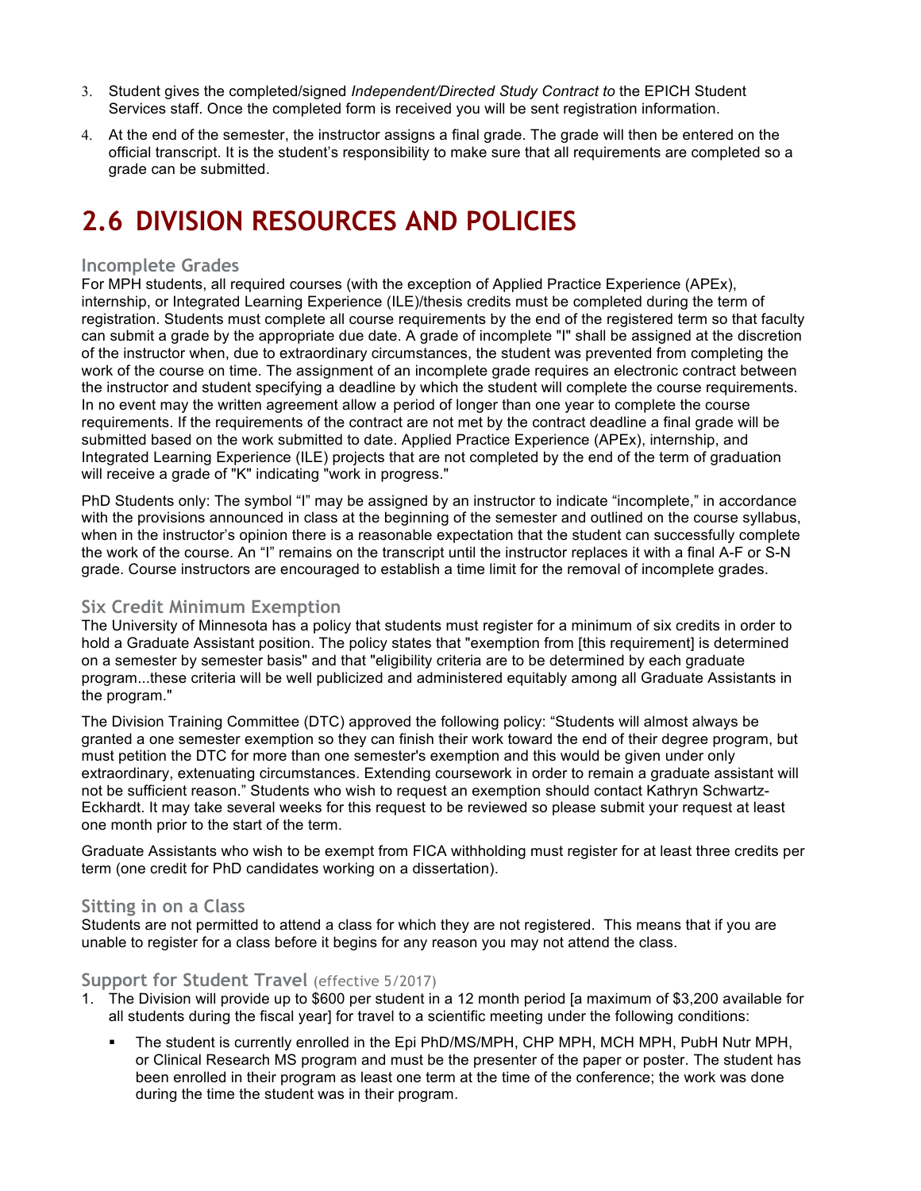3. Student gives the completed/signed *Independent/Directed Study Contract to* the EPICH Student Services staff. Once the completed form is received you will be sent registration information.
4. At the end of the semester, the instructor assigns a final grade. The grade will then be entered on the official transcript. It is the student's responsibility to make sure that all requirements are completed so a grade can be submitted.

# 2.6 DIVISION RESOURCES AND POLICIES

### Incomplete Grades

For MPH students, all required courses (with the exception of Applied Practice Experience (APEx), internship, or Integrated Learning Experience (ILE)/thesis credits must be completed during the term of registration. Students must complete all course requirements by the end of the registered term so that faculty can submit a grade by the appropriate due date. A grade of incomplete "I" shall be assigned at the discretion of the instructor when, due to extraordinary circumstances, the student was prevented from completing the work of the course on time. The assignment of an incomplete grade requires an electronic contract between the instructor and student specifying a deadline by which the student will complete the course requirements. In no event may the written agreement allow a period of longer than one year to complete the course requirements. If the requirements of the contract are not met by the contract deadline a final grade will be submitted based on the work submitted to date. Applied Practice Experience (APEx), internship, and Integrated Learning Experience (ILE) projects that are not completed by the end of the term of graduation will receive a grade of "K" indicating "work in progress."

PhD Students only: The symbol "I" may be assigned by an instructor to indicate "incomplete," in accordance with the provisions announced in class at the beginning of the semester and outlined on the course syllabus, when in the instructor's opinion there is a reasonable expectation that the student can successfully complete the work of the course. An "I" remains on the transcript until the instructor replaces it with a final A-F or S-N grade. Course instructors are encouraged to establish a time limit for the removal of incomplete grades.

### Six Credit Minimum Exemption

The University of Minnesota has a policy that students must register for a minimum of six credits in order to hold a Graduate Assistant position. The policy states that "exemption from [this requirement] is determined on a semester by semester basis" and that "eligibility criteria are to be determined by each graduate program...these criteria will be well publicized and administered equitably among all Graduate Assistants in the program."

The Division Training Committee (DTC) approved the following policy: "Students will almost always be granted a one semester exemption so they can finish their work toward the end of their degree program, but must petition the DTC for more than one semester's exemption and this would be given under only extraordinary, extenuating circumstances. Extending coursework in order to remain a graduate assistant will not be sufficient reason." Students who wish to request an exemption should contact Kathryn Schwartz-Eckhardt. It may take several weeks for this request to be reviewed so please submit your request at least one month prior to the start of the term.

Graduate Assistants who wish to be exempt from FICA withholding must register for at least three credits per term (one credit for PhD candidates working on a dissertation).

### Sitting in on a Class

Students are not permitted to attend a class for which they are not registered. This means that if you are unable to register for a class before it begins for any reason you may not attend the class.

### Support for Student Travel (effective 5/2017)

1. The Division will provide up to $600 per student in a 12 month period [a maximum of $3,200 available for all students during the fiscal year] for travel to a scientific meeting under the following conditions:
   - The student is currently enrolled in the Epi PhD/MS/MPH, CHP MPH, MCH MPH, PubH Nutr MPH, or Clinical Research MS program and must be the presenter of the paper or poster. The student has been enrolled in their program as least one term at the time of the conference; the work was done during the time the student was in their program.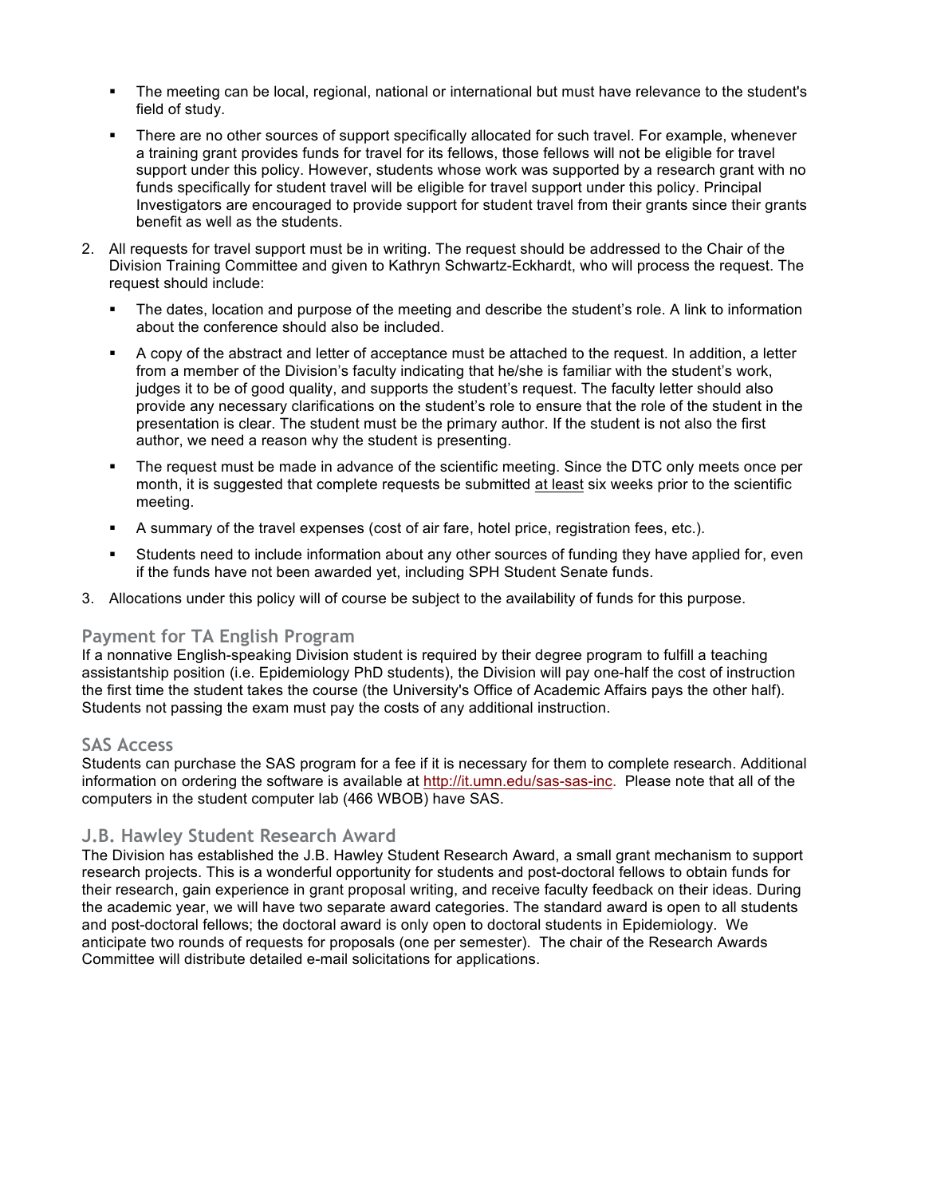- The meeting can be local, regional, national or international but must have relevance to the student's field of study.
- There are no other sources of support specifically allocated for such travel. For example, whenever a training grant provides funds for travel for its fellows, those fellows will not be eligible for travel support under this policy. However, students whose work was supported by a research grant with no funds specifically for student travel will be eligible for travel support under this policy. Principal Investigators are encouraged to provide support for student travel from their grants since their grants benefit as well as the students.

2. All requests for travel support must be in writing. The request should be addressed to the Chair of the Division Training Committee and given to Kathryn Schwartz-Eckhardt, who will process the request. The request should include:
   - The dates, location and purpose of the meeting and describe the student's role. A link to information about the conference should also be included.
   - A copy of the abstract and letter of acceptance must be attached to the request. In addition, a letter from a member of the Division's faculty indicating that he/she is familiar with the student's work, judges it to be of good quality, and supports the student's request. The faculty letter should also provide any necessary clarifications on the student's role to ensure that the role of the student in the presentation is clear. The student must be the primary author. If the student is not also the first author, we need a reason why the student is presenting.
   - The request must be made in advance of the scientific meeting. Since the DTC only meets once per month, it is suggested that complete requests be submitted <u>at least</u> six weeks prior to the scientific meeting.
   - A summary of the travel expenses (cost of air fare, hotel price, registration fees, etc.).
   - Students need to include information about any other sources of funding they have applied for, even if the funds have not been awarded yet, including SPH Student Senate funds.
3. Allocations under this policy will of course be subject to the availability of funds for this purpose.

## Payment for TA English Program

If a nonnative English-speaking Division student is required by their degree program to fulfill a teaching assistantship position (i.e. Epidemiology PhD students), the Division will pay one-half the cost of instruction the first time the student takes the course (the University's Office of Academic Affairs pays the other half). Students not passing the exam must pay the costs of any additional instruction.

## SAS Access

Students can purchase the SAS program for a fee if it is necessary for them to complete research. Additional information on ordering the software is available at http://it.umn.edu/sas-sas-inc. Please note that all of the computers in the student computer lab (466 WBOB) have SAS.

## J.B. Hawley Student Research Award

The Division has established the J.B. Hawley Student Research Award, a small grant mechanism to support research projects. This is a wonderful opportunity for students and post-doctoral fellows to obtain funds for their research, gain experience in grant proposal writing, and receive faculty feedback on their ideas. During the academic year, we will have two separate award categories. The standard award is open to all students and post-doctoral fellows; the doctoral award is only open to doctoral students in Epidemiology. We anticipate two rounds of requests for proposals (one per semester). The chair of the Research Awards Committee will distribute detailed e-mail solicitations for applications.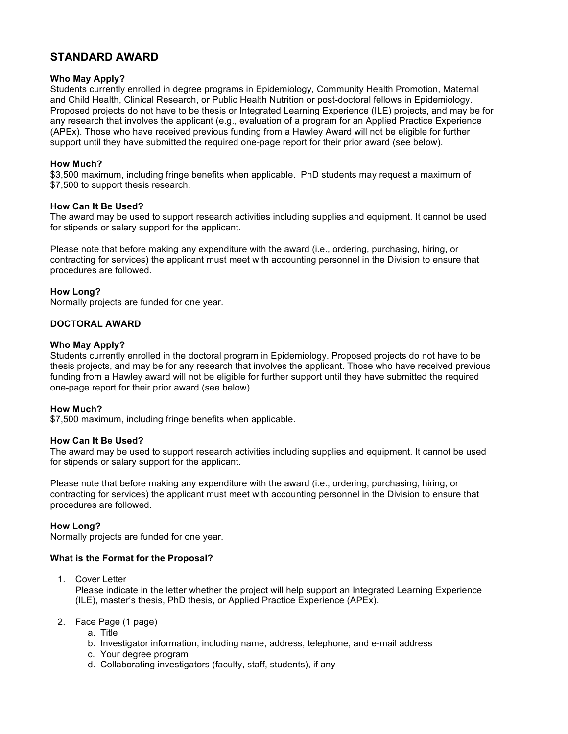## STANDARD AWARD

**Who May Apply?**
Students currently enrolled in degree programs in Epidemiology, Community Health Promotion, Maternal and Child Health, Clinical Research, or Public Health Nutrition or post-doctoral fellows in Epidemiology. Proposed projects do not have to be thesis or Integrated Learning Experience (ILE) projects, and may be for any research that involves the applicant (e.g., evaluation of a program for an Applied Practice Experience (APEx). Those who have received previous funding from a Hawley Award will not be eligible for further support until they have submitted the required one-page report for their prior award (see below).

**How Much?**
$3,500 maximum, including fringe benefits when applicable. PhD students may request a maximum of $7,500 to support thesis research.

**How Can It Be Used?**
The award may be used to support research activities including supplies and equipment. It cannot be used for stipends or salary support for the applicant.

Please note that before making any expenditure with the award (i.e., ordering, purchasing, hiring, or contracting for services) the applicant must meet with accounting personnel in the Division to ensure that procedures are followed.

**How Long?**
Normally projects are funded for one year.

**DOCTORAL AWARD**

**Who May Apply?**
Students currently enrolled in the doctoral program in Epidemiology. Proposed projects do not have to be thesis projects, and may be for any research that involves the applicant. Those who have received previous funding from a Hawley award will not be eligible for further support until they have submitted the required one-page report for their prior award (see below).

**How Much?**
$7,500 maximum, including fringe benefits when applicable.

**How Can It Be Used?**
The award may be used to support research activities including supplies and equipment. It cannot be used for stipends or salary support for the applicant.

Please note that before making any expenditure with the award (i.e., ordering, purchasing, hiring, or contracting for services) the applicant must meet with accounting personnel in the Division to ensure that procedures are followed.

**How Long?**
Normally projects are funded for one year.

**What is the Format for the Proposal?**

1. Cover Letter
   Please indicate in the letter whether the project will help support an Integrated Learning Experience (ILE), master's thesis, PhD thesis, or Applied Practice Experience (APEx).

2. Face Page (1 page)
   a. Title
   b. Investigator information, including name, address, telephone, and e-mail address
   c. Your degree program
   d. Collaborating investigators (faculty, staff, students), if any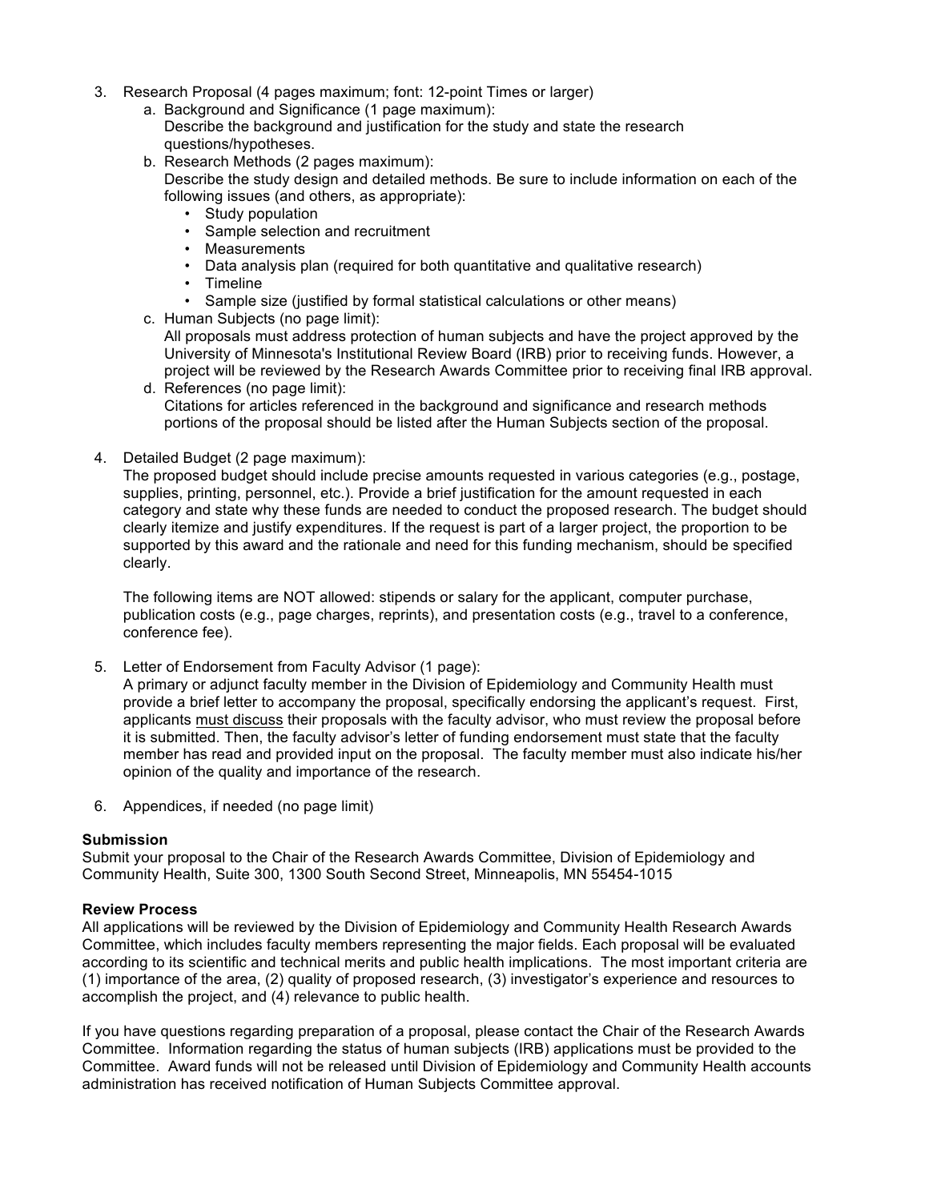3. Research Proposal (4 pages maximum; font: 12-point Times or larger)
   a. Background and Significance (1 page maximum):
      Describe the background and justification for the study and state the research questions/hypotheses.
   b. Research Methods (2 pages maximum):
      Describe the study design and detailed methods. Be sure to include information on each of the following issues (and others, as appropriate):
      - Study population
      - Sample selection and recruitment
      - Measurements
      - Data analysis plan (required for both quantitative and qualitative research)
      - Timeline
      - Sample size (justified by formal statistical calculations or other means)
   c. Human Subjects (no page limit):
      All proposals must address protection of human subjects and have the project approved by the University of Minnesota's Institutional Review Board (IRB) prior to receiving funds. However, a project will be reviewed by the Research Awards Committee prior to receiving final IRB approval.
   d. References (no page limit):
      Citations for articles referenced in the background and significance and research methods portions of the proposal should be listed after the Human Subjects section of the proposal.

4. Detailed Budget (2 page maximum):
   The proposed budget should include precise amounts requested in various categories (e.g., postage, supplies, printing, personnel, etc.). Provide a brief justification for the amount requested in each category and state why these funds are needed to conduct the proposed research. The budget should clearly itemize and justify expenditures. If the request is part of a larger project, the proportion to be supported by this award and the rationale and need for this funding mechanism, should be specified clearly.

   The following items are NOT allowed: stipends or salary for the applicant, computer purchase, publication costs (e.g., page charges, reprints), and presentation costs (e.g., travel to a conference, conference fee).

5. Letter of Endorsement from Faculty Advisor (1 page):
   A primary or adjunct faculty member in the Division of Epidemiology and Community Health must provide a brief letter to accompany the proposal, specifically endorsing the applicant's request. First, applicants <u>must discuss</u> their proposals with the faculty advisor, who must review the proposal before it is submitted. Then, the faculty advisor's letter of funding endorsement must state that the faculty member has read and provided input on the proposal. The faculty member must also indicate his/her opinion of the quality and importance of the research.

6. Appendices, if needed (no page limit)

**Submission**

Submit your proposal to the Chair of the Research Awards Committee, Division of Epidemiology and Community Health, Suite 300, 1300 South Second Street, Minneapolis, MN 55454-1015

**Review Process**

All applications will be reviewed by the Division of Epidemiology and Community Health Research Awards Committee, which includes faculty members representing the major fields. Each proposal will be evaluated according to its scientific and technical merits and public health implications. The most important criteria are (1) importance of the area, (2) quality of proposed research, (3) investigator's experience and resources to accomplish the project, and (4) relevance to public health.

If you have questions regarding preparation of a proposal, please contact the Chair of the Research Awards Committee. Information regarding the status of human subjects (IRB) applications must be provided to the Committee. Award funds will not be released until Division of Epidemiology and Community Health accounts administration has received notification of Human Subjects Committee approval.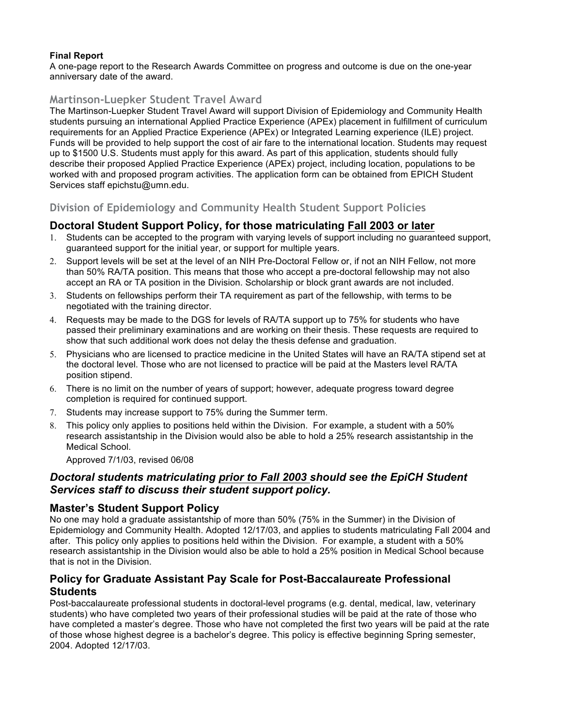**Final Report**

A one-page report to the Research Awards Committee on progress and outcome is due on the one-year anniversary date of the award.

## Martinson-Luepker Student Travel Award

The Martinson-Luepker Student Travel Award will support Division of Epidemiology and Community Health students pursuing an international Applied Practice Experience (APEx) placement in fulfillment of curriculum requirements for an Applied Practice Experience (APEx) or Integrated Learning experience (ILE) project. Funds will be provided to help support the cost of air fare to the international location. Students may request up to $1500 U.S. Students must apply for this award. As part of this application, students should fully describe their proposed Applied Practice Experience (APEx) project, including location, populations to be worked with and proposed program activities. The application form can be obtained from EPICH Student Services staff epichstu@umn.edu.

## Division of Epidemiology and Community Health Student Support Policies

### Doctoral Student Support Policy, for those matriculating Fall 2003 or later

1. Students can be accepted to the program with varying levels of support including no guaranteed support, guaranteed support for the initial year, or support for multiple years.
2. Support levels will be set at the level of an NIH Pre-Doctoral Fellow or, if not an NIH Fellow, not more than 50% RA/TA position. This means that those who accept a pre-doctoral fellowship may not also accept an RA or TA position in the Division. Scholarship or block grant awards are not included.
3. Students on fellowships perform their TA requirement as part of the fellowship, with terms to be negotiated with the training director.
4. Requests may be made to the DGS for levels of RA/TA support up to 75% for students who have passed their preliminary examinations and are working on their thesis. These requests are required to show that such additional work does not delay the thesis defense and graduation.
5. Physicians who are licensed to practice medicine in the United States will have an RA/TA stipend set at the doctoral level. Those who are not licensed to practice will be paid at the Masters level RA/TA position stipend.
6. There is no limit on the number of years of support; however, adequate progress toward degree completion is required for continued support.
7. Students may increase support to 75% during the Summer term.
8. This policy only applies to positions held within the Division. For example, a student with a 50% research assistantship in the Division would also be able to hold a 25% research assistantship in the Medical School.

   Approved 7/1/03, revised 06/08

### *Doctoral students matriculating prior to Fall 2003 should see the EpiCH Student Services staff to discuss their student support policy.*

### Master's Student Support Policy

No one may hold a graduate assistantship of more than 50% (75% in the Summer) in the Division of Epidemiology and Community Health. Adopted 12/17/03, and applies to students matriculating Fall 2004 and after. This policy only applies to positions held within the Division. For example, a student with a 50% research assistantship in the Division would also be able to hold a 25% position in Medical School because that is not in the Division.

### Policy for Graduate Assistant Pay Scale for Post-Baccalaureate Professional Students

Post-baccalaureate professional students in doctoral-level programs (e.g. dental, medical, law, veterinary students) who have completed two years of their professional studies will be paid at the rate of those who have completed a master's degree. Those who have not completed the first two years will be paid at the rate of those whose highest degree is a bachelor's degree. This policy is effective beginning Spring semester, 2004. Adopted 12/17/03.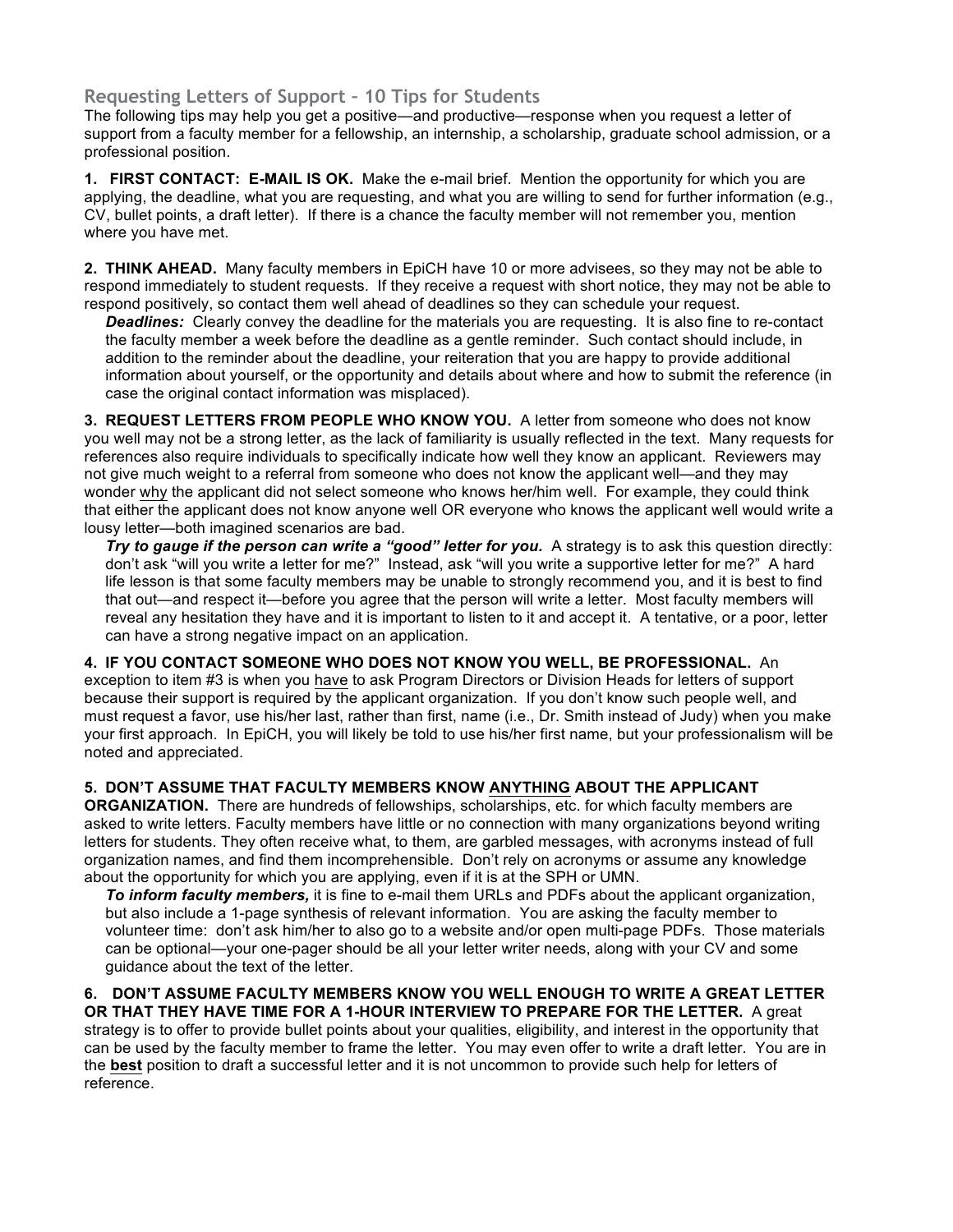## Requesting Letters of Support – 10 Tips for Students

The following tips may help you get a positive—and productive—response when you request a letter of support from a faculty member for a fellowship, an internship, a scholarship, graduate school admission, or a professional position.

**1. FIRST CONTACT: E-MAIL IS OK.** Make the e-mail brief. Mention the opportunity for which you are applying, the deadline, what you are requesting, and what you are willing to send for further information (e.g., CV, bullet points, a draft letter). If there is a chance the faculty member will not remember you, mention where you have met.

**2. THINK AHEAD.** Many faculty members in EpiCH have 10 or more advisees, so they may not be able to respond immediately to student requests. If they receive a request with short notice, they may not be able to respond positively, so contact them well ahead of deadlines so they can schedule your request.

> ***Deadlines:*** Clearly convey the deadline for the materials you are requesting. It is also fine to re-contact the faculty member a week before the deadline as a gentle reminder. Such contact should include, in addition to the reminder about the deadline, your reiteration that you are happy to provide additional information about yourself, or the opportunity and details about where and how to submit the reference (in case the original contact information was misplaced).

**3. REQUEST LETTERS FROM PEOPLE WHO KNOW YOU.** A letter from someone who does not know you well may not be a strong letter, as the lack of familiarity is usually reflected in the text. Many requests for references also require individuals to specifically indicate how well they know an applicant. Reviewers may not give much weight to a referral from someone who does not know the applicant well—and they may wonder <u>why</u> the applicant did not select someone who knows her/him well. For example, they could think that either the applicant does not know anyone well OR everyone who knows the applicant well would write a lousy letter—both imagined scenarios are bad.

> ***Try to gauge if the person can write a "good" letter for you.*** A strategy is to ask this question directly: don't ask "will you write a letter for me?" Instead, ask "will you write a supportive letter for me?" A hard life lesson is that some faculty members may be unable to strongly recommend you, and it is best to find that out—and respect it—before you agree that the person will write a letter. Most faculty members will reveal any hesitation they have and it is important to listen to it and accept it. A tentative, or a poor, letter can have a strong negative impact on an application.

**4. IF YOU CONTACT SOMEONE WHO DOES NOT KNOW YOU WELL, BE PROFESSIONAL.** An exception to item #3 is when you <u>have</u> to ask Program Directors or Division Heads for letters of support because their support is required by the applicant organization. If you don't know such people well, and must request a favor, use his/her last, rather than first, name (i.e., Dr. Smith instead of Judy) when you make your first approach. In EpiCH, you will likely be told to use his/her first name, but your professionalism will be noted and appreciated.

**5. DON'T ASSUME THAT FACULTY MEMBERS KNOW <u>ANYTHING</u> ABOUT THE APPLICANT ORGANIZATION.** There are hundreds of fellowships, scholarships, etc. for which faculty members are asked to write letters. Faculty members have little or no connection with many organizations beyond writing letters for students. They often receive what, to them, are garbled messages, with acronyms instead of full organization names, and find them incomprehensible. Don't rely on acronyms or assume any knowledge about the opportunity for which you are applying, even if it is at the SPH or UMN.

> ***To inform faculty members,*** it is fine to e-mail them URLs and PDFs about the applicant organization, but also include a 1-page synthesis of relevant information. You are asking the faculty member to volunteer time: don't ask him/her to also go to a website and/or open multi-page PDFs. Those materials can be optional—your one-pager should be all your letter writer needs, along with your CV and some guidance about the text of the letter.

**6. DON'T ASSUME FACULTY MEMBERS KNOW YOU WELL ENOUGH TO WRITE A GREAT LETTER OR THAT THEY HAVE TIME FOR A 1-HOUR INTERVIEW TO PREPARE FOR THE LETTER.** A great strategy is to offer to provide bullet points about your qualities, eligibility, and interest in the opportunity that can be used by the faculty member to frame the letter. You may even offer to write a draft letter. You are in the <u>**best**</u> position to draft a successful letter and it is not uncommon to provide such help for letters of reference.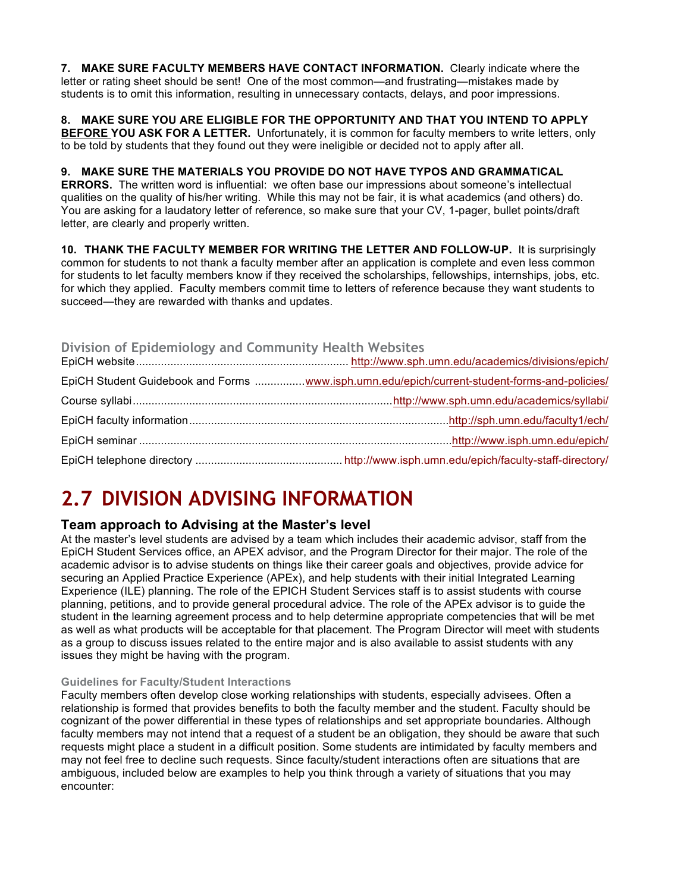**7. MAKE SURE FACULTY MEMBERS HAVE CONTACT INFORMATION.** Clearly indicate where the letter or rating sheet should be sent! One of the most common—and frustrating—mistakes made by students is to omit this information, resulting in unnecessary contacts, delays, and poor impressions.

**8. MAKE SURE YOU ARE ELIGIBLE FOR THE OPPORTUNITY AND THAT YOU INTEND TO APPLY <u>BEFORE</u> YOU ASK FOR A LETTER.** Unfortunately, it is common for faculty members to write letters, only to be told by students that they found out they were ineligible or decided not to apply after all.

**9. MAKE SURE THE MATERIALS YOU PROVIDE DO NOT HAVE TYPOS AND GRAMMATICAL ERRORS.** The written word is influential: we often base our impressions about someone's intellectual qualities on the quality of his/her writing. While this may not be fair, it is what academics (and others) do. You are asking for a laudatory letter of reference, so make sure that your CV, 1-pager, bullet points/draft letter, are clearly and properly written.

**10. THANK THE FACULTY MEMBER FOR WRITING THE LETTER AND FOLLOW-UP.** It is surprisingly common for students to not thank a faculty member after an application is complete and even less common for students to let faculty members know if they received the scholarships, fellowships, internships, jobs, etc. for which they applied. Faculty members commit time to letters of reference because they want students to succeed—they are rewarded with thanks and updates.

### Division of Epidemiology and Community Health Websites

EpiCH website .................... http://www.sph.umn.edu/academics/divisions/epich/

EpiCH Student Guidebook and Forms .................... www.isph.umn.edu/epich/current-student-forms-and-policies/

Course syllabi .................... http://www.sph.umn.edu/academics/syllabi/

EpiCH faculty information .................... http://sph.umn.edu/faculty1/ech/

EpiCH seminar .................... http://www.isph.umn.edu/epich/

EpiCH telephone directory .................... http://www.isph.umn.edu/epich/faculty-staff-directory/

# 2.7 DIVISION ADVISING INFORMATION

## Team approach to Advising at the Master's level

At the master's level students are advised by a team which includes their academic advisor, staff from the EpiCH Student Services office, an APEX advisor, and the Program Director for their major. The role of the academic advisor is to advise students on things like their career goals and objectives, provide advice for securing an Applied Practice Experience (APEx), and help students with their initial Integrated Learning Experience (ILE) planning. The role of the EPICH Student Services staff is to assist students with course planning, petitions, and to provide general procedural advice. The role of the APEx advisor is to guide the student in the learning agreement process and to help determine appropriate competencies that will be met as well as what products will be acceptable for that placement. The Program Director will meet with students as a group to discuss issues related to the entire major and is also available to assist students with any issues they might be having with the program.

#### Guidelines for Faculty/Student Interactions

Faculty members often develop close working relationships with students, especially advisees. Often a relationship is formed that provides benefits to both the faculty member and the student. Faculty should be cognizant of the power differential in these types of relationships and set appropriate boundaries. Although faculty members may not intend that a request of a student be an obligation, they should be aware that such requests might place a student in a difficult position. Some students are intimidated by faculty members and may not feel free to decline such requests. Since faculty/student interactions often are situations that are ambiguous, included below are examples to help you think through a variety of situations that you may encounter: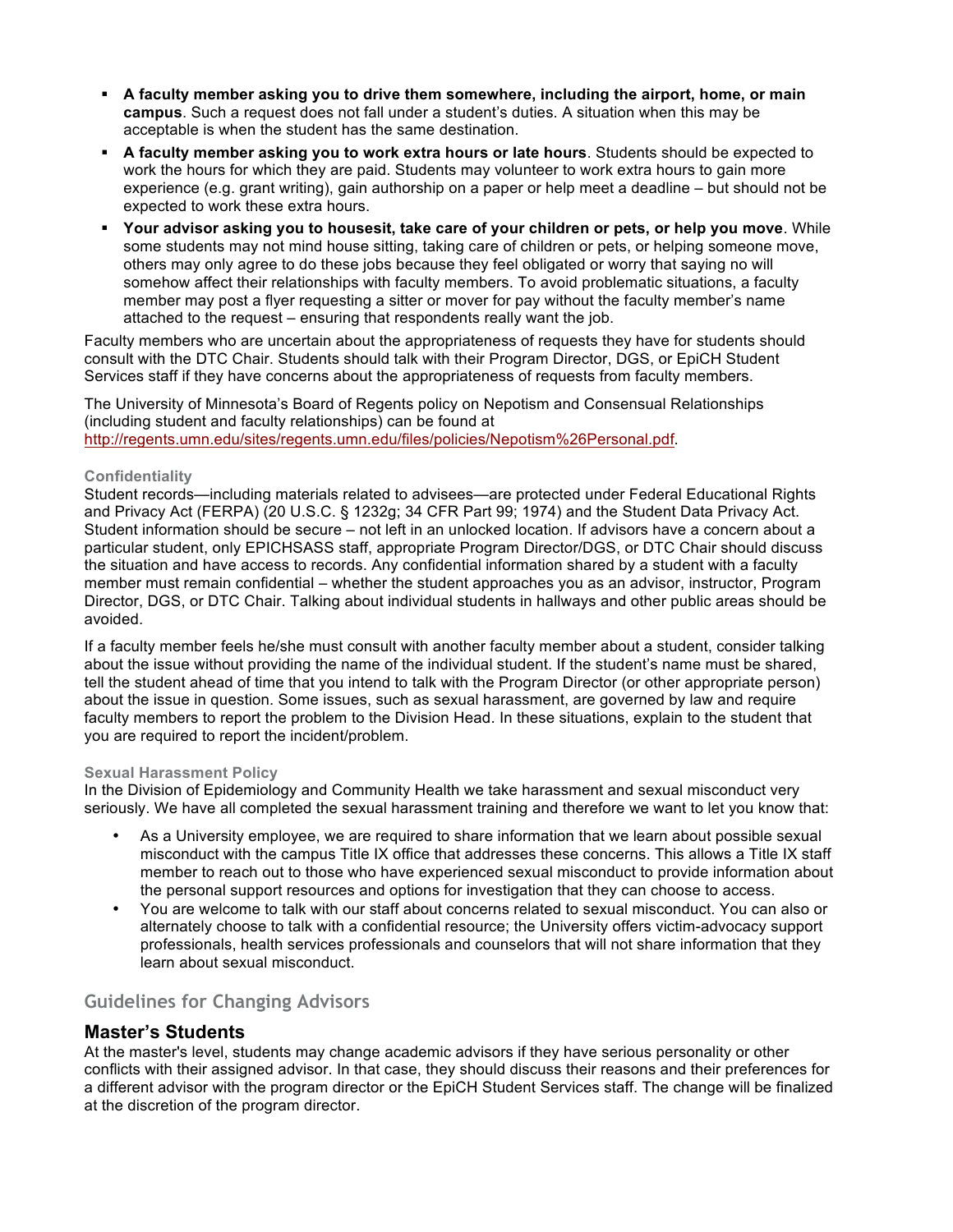- **A faculty member asking you to drive them somewhere, including the airport, home, or main campus**. Such a request does not fall under a student's duties. A situation when this may be acceptable is when the student has the same destination.
- **A faculty member asking you to work extra hours or late hours**. Students should be expected to work the hours for which they are paid. Students may volunteer to work extra hours to gain more experience (e.g. grant writing), gain authorship on a paper or help meet a deadline – but should not be expected to work these extra hours.
- **Your advisor asking you to housesit, take care of your children or pets, or help you move**. While some students may not mind house sitting, taking care of children or pets, or helping someone move, others may only agree to do these jobs because they feel obligated or worry that saying no will somehow affect their relationships with faculty members. To avoid problematic situations, a faculty member may post a flyer requesting a sitter or mover for pay without the faculty member's name attached to the request – ensuring that respondents really want the job.

Faculty members who are uncertain about the appropriateness of requests they have for students should consult with the DTC Chair. Students should talk with their Program Director, DGS, or EpiCH Student Services staff if they have concerns about the appropriateness of requests from faculty members.

The University of Minnesota's Board of Regents policy on Nepotism and Consensual Relationships (including student and faculty relationships) can be found at http://regents.umn.edu/sites/regents.umn.edu/files/policies/Nepotism%26Personal.pdf.

#### Confidentiality

Student records—including materials related to advisees—are protected under Federal Educational Rights and Privacy Act (FERPA) (20 U.S.C. § 1232g; 34 CFR Part 99; 1974) and the Student Data Privacy Act. Student information should be secure – not left in an unlocked location. If advisors have a concern about a particular student, only EPICHSASS staff, appropriate Program Director/DGS, or DTC Chair should discuss the situation and have access to records. Any confidential information shared by a student with a faculty member must remain confidential – whether the student approaches you as an advisor, instructor, Program Director, DGS, or DTC Chair. Talking about individual students in hallways and other public areas should be avoided.

If a faculty member feels he/she must consult with another faculty member about a student, consider talking about the issue without providing the name of the individual student. If the student's name must be shared, tell the student ahead of time that you intend to talk with the Program Director (or other appropriate person) about the issue in question. Some issues, such as sexual harassment, are governed by law and require faculty members to report the problem to the Division Head. In these situations, explain to the student that you are required to report the incident/problem.

#### Sexual Harassment Policy

In the Division of Epidemiology and Community Health we take harassment and sexual misconduct very seriously. We have all completed the sexual harassment training and therefore we want to let you know that:

- As a University employee, we are required to share information that we learn about possible sexual misconduct with the campus Title IX office that addresses these concerns. This allows a Title IX staff member to reach out to those who have experienced sexual misconduct to provide information about the personal support resources and options for investigation that they can choose to access.
- You are welcome to talk with our staff about concerns related to sexual misconduct. You can also or alternately choose to talk with a confidential resource; the University offers victim-advocacy support professionals, health services professionals and counselors that will not share information that they learn about sexual misconduct.

## Guidelines for Changing Advisors

### Master's Students

At the master's level, students may change academic advisors if they have serious personality or other conflicts with their assigned advisor. In that case, they should discuss their reasons and their preferences for a different advisor with the program director or the EpiCH Student Services staff. The change will be finalized at the discretion of the program director.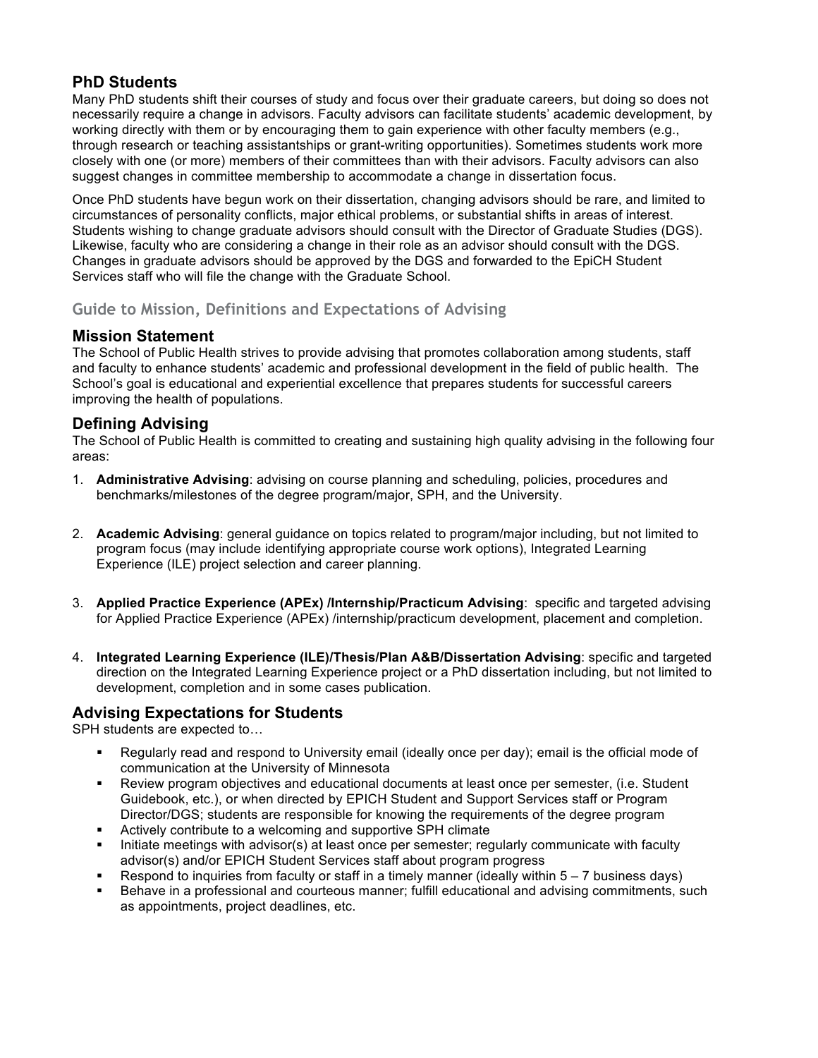### PhD Students

Many PhD students shift their courses of study and focus over their graduate careers, but doing so does not necessarily require a change in advisors. Faculty advisors can facilitate students' academic development, by working directly with them or by encouraging them to gain experience with other faculty members (e.g., through research or teaching assistantships or grant-writing opportunities). Sometimes students work more closely with one (or more) members of their committees than with their advisors. Faculty advisors can also suggest changes in committee membership to accommodate a change in dissertation focus.

Once PhD students have begun work on their dissertation, changing advisors should be rare, and limited to circumstances of personality conflicts, major ethical problems, or substantial shifts in areas of interest. Students wishing to change graduate advisors should consult with the Director of Graduate Studies (DGS). Likewise, faculty who are considering a change in their role as an advisor should consult with the DGS. Changes in graduate advisors should be approved by the DGS and forwarded to the EpiCH Student Services staff who will file the change with the Graduate School.

## Guide to Mission, Definitions and Expectations of Advising

### Mission Statement

The School of Public Health strives to provide advising that promotes collaboration among students, staff and faculty to enhance students' academic and professional development in the field of public health. The School's goal is educational and experiential excellence that prepares students for successful careers improving the health of populations.

### Defining Advising

The School of Public Health is committed to creating and sustaining high quality advising in the following four areas:

1. **Administrative Advising**: advising on course planning and scheduling, policies, procedures and benchmarks/milestones of the degree program/major, SPH, and the University.
2. **Academic Advising**: general guidance on topics related to program/major including, but not limited to program focus (may include identifying appropriate course work options), Integrated Learning Experience (ILE) project selection and career planning.
3. **Applied Practice Experience (APEx) /Internship/Practicum Advising**: specific and targeted advising for Applied Practice Experience (APEx) /internship/practicum development, placement and completion.
4. **Integrated Learning Experience (ILE)/Thesis/Plan A&B/Dissertation Advising**: specific and targeted direction on the Integrated Learning Experience project or a PhD dissertation including, but not limited to development, completion and in some cases publication.

### Advising Expectations for Students

SPH students are expected to…

- Regularly read and respond to University email (ideally once per day); email is the official mode of communication at the University of Minnesota
- Review program objectives and educational documents at least once per semester, (i.e. Student Guidebook, etc.), or when directed by EPICH Student and Support Services staff or Program Director/DGS; students are responsible for knowing the requirements of the degree program
- Actively contribute to a welcoming and supportive SPH climate
- Initiate meetings with advisor(s) at least once per semester; regularly communicate with faculty advisor(s) and/or EPICH Student Services staff about program progress
- Respond to inquiries from faculty or staff in a timely manner (ideally within 5 – 7 business days)
- Behave in a professional and courteous manner; fulfill educational and advising commitments, such as appointments, project deadlines, etc.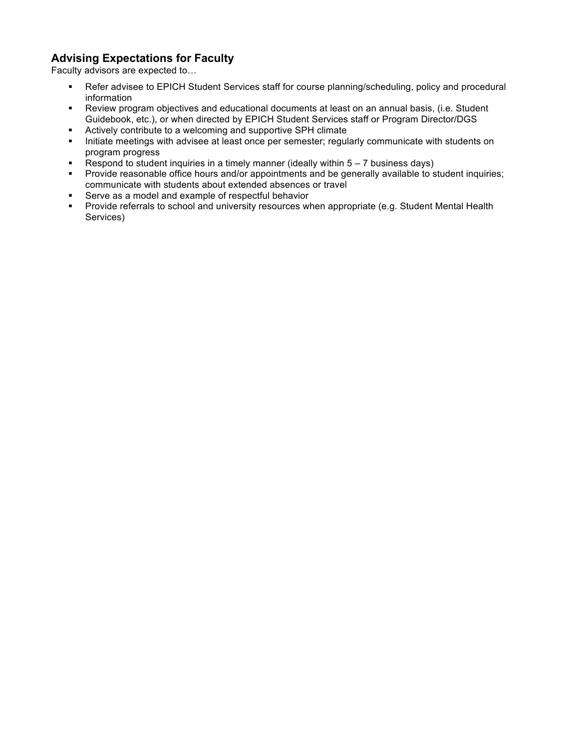## Advising Expectations for Faculty

Faculty advisors are expected to…

- Refer advisee to EPICH Student Services staff for course planning/scheduling, policy and procedural information
- Review program objectives and educational documents at least on an annual basis, (i.e. Student Guidebook, etc.), or when directed by EPICH Student Services staff or Program Director/DGS
- Actively contribute to a welcoming and supportive SPH climate
- Initiate meetings with advisee at least once per semester; regularly communicate with students on program progress
- Respond to student inquiries in a timely manner (ideally within 5 – 7 business days)
- Provide reasonable office hours and/or appointments and be generally available to student inquiries; communicate with students about extended absences or travel
- Serve as a model and example of respectful behavior
- Provide referrals to school and university resources when appropriate (e.g. Student Mental Health Services)